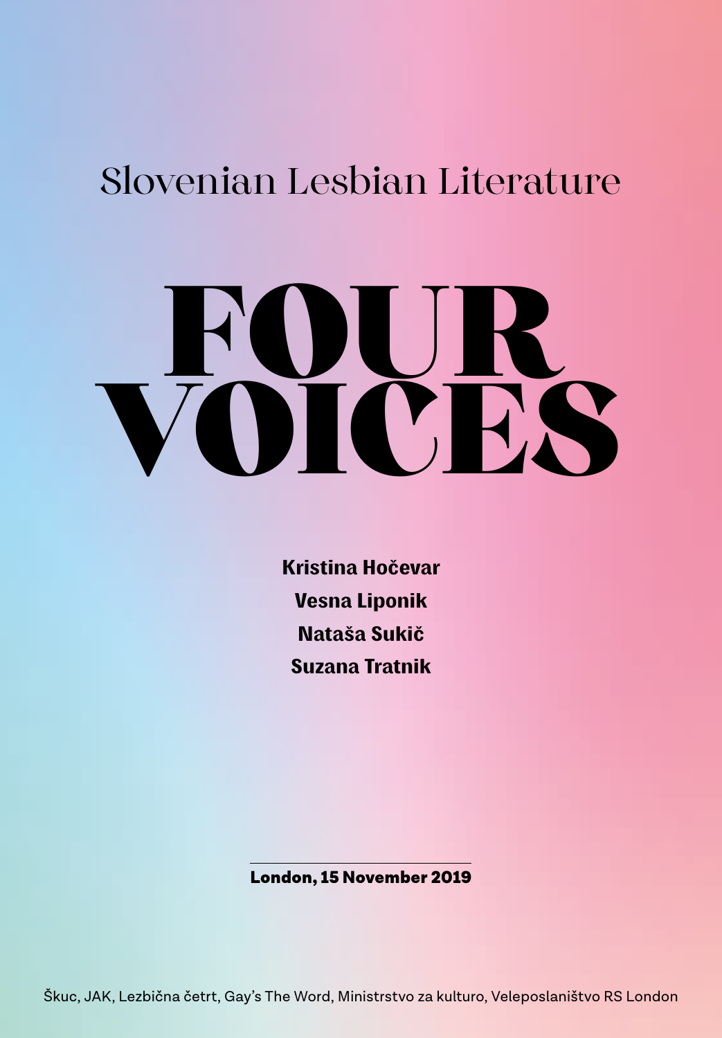Slovenian Lesbian Literature

# FOUR VOICES

**Kristina Hočevar**
**Vesna Liponik**
**Nataša Sukič**
**Suzana Tratnik**

**London, 15 November 2019**

Škuc, JAK, Lezbična četrt, Gay's The Word, Ministrstvo za kulturo, Veleposlaništvo RS London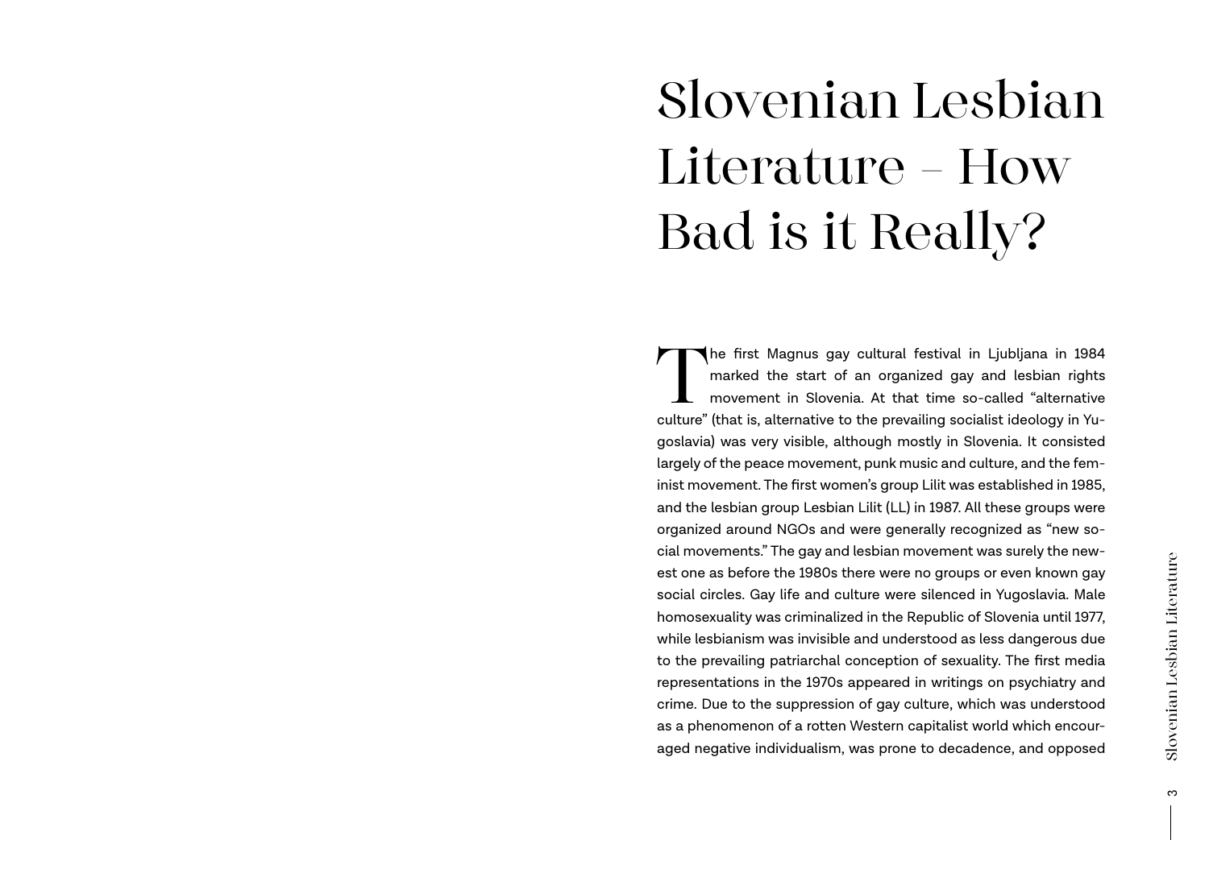# Slovenian Lesbian Literature – How Bad is it Really?

The first Magnus gay cultural festival in Ljubljana in 1984 marked the start of an organized gay and lesbian rights movement in Slovenia. At that time so-called "alternative culture" (that is, alternative to the prevailing socialist ideology in Yugoslavia) was very visible, although mostly in Slovenia. It consisted largely of the peace movement, punk music and culture, and the feminist movement. The first women's group Lilit was established in 1985, and the lesbian group Lesbian Lilit (LL) in 1987. All these groups were organized around NGOs and were generally recognized as "new social movements." The gay and lesbian movement was surely the newest one as before the 1980s there were no groups or even known gay social circles. Gay life and culture were silenced in Yugoslavia. Male homosexuality was criminalized in the Republic of Slovenia until 1977, while lesbianism was invisible and understood as less dangerous due to the prevailing patriarchal conception of sexuality. The first media representations in the 1970s appeared in writings on psychiatry and crime. Due to the suppression of gay culture, which was understood as a phenomenon of a rotten Western capitalist world which encouraged negative individualism, was prone to decadence, and opposed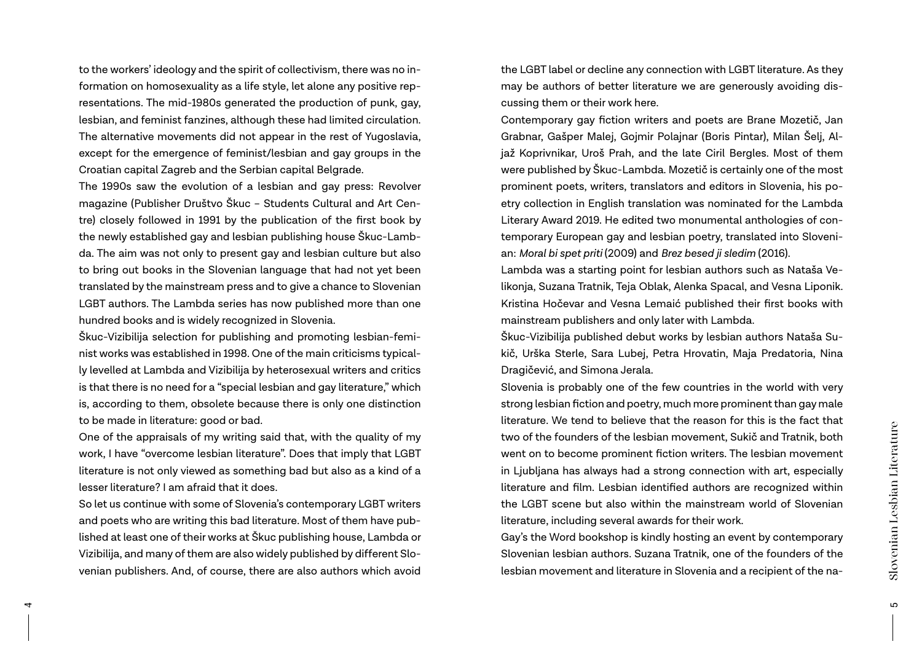to the workers' ideology and the spirit of collectivism, there was no information on homosexuality as a life style, let alone any positive representations. The mid-1980s generated the production of punk, gay, lesbian, and feminist fanzines, although these had limited circulation. The alternative movements did not appear in the rest of Yugoslavia, except for the emergence of feminist/lesbian and gay groups in the Croatian capital Zagreb and the Serbian capital Belgrade.

The 1990s saw the evolution of a lesbian and gay press: Revolver magazine (Publisher Društvo Škuc – Students Cultural and Art Centre) closely followed in 1991 by the publication of the first book by the newly established gay and lesbian publishing house Škuc-Lambda. The aim was not only to present gay and lesbian culture but also to bring out books in the Slovenian language that had not yet been translated by the mainstream press and to give a chance to Slovenian LGBT authors. The Lambda series has now published more than one hundred books and is widely recognized in Slovenia.

Škuc-Vizibilija selection for publishing and promoting lesbian-feminist works was established in 1998. One of the main criticisms typically levelled at Lambda and Vizibilija by heterosexual writers and critics is that there is no need for a "special lesbian and gay literature," which is, according to them, obsolete because there is only one distinction to be made in literature: good or bad.

One of the appraisals of my writing said that, with the quality of my work, I have "overcome lesbian literature". Does that imply that LGBT literature is not only viewed as something bad but also as a kind of a lesser literature? I am afraid that it does.

So let us continue with some of Slovenia's contemporary LGBT writers and poets who are writing this bad literature. Most of them have published at least one of their works at Škuc publishing house, Lambda or Vizibilija, and many of them are also widely published by different Slovenian publishers. And, of course, there are also authors which avoid the LGBT label or decline any connection with LGBT literature. As they may be authors of better literature we are generously avoiding discussing them or their work here.

Contemporary gay fiction writers and poets are Brane Mozetič, Jan Grabnar, Gašper Malej, Gojmir Polajnar (Boris Pintar), Milan Šelj, Aljaž Koprivnikar, Uroš Prah, and the late Ciril Bergles. Most of them were published by Škuc-Lambda. Mozetič is certainly one of the most prominent poets, writers, translators and editors in Slovenia, his poetry collection in English translation was nominated for the Lambda Literary Award 2019. He edited two monumental anthologies of contemporary European gay and lesbian poetry, translated into Slovenian: *Moral bi spet priti* (2009) and *Brez besed ji sledim* (2016).

Lambda was a starting point for lesbian authors such as Nataša Velikonja, Suzana Tratnik, Teja Oblak, Alenka Spacal, and Vesna Liponik. Kristina Hočevar and Vesna Lemaić published their first books with mainstream publishers and only later with Lambda.

Škuc-Vizibilija published debut works by lesbian authors Nataša Sukič, Urška Sterle, Sara Lubej, Petra Hrovatin, Maja Predatoria, Nina Dragičević, and Simona Jerala.

Slovenia is probably one of the few countries in the world with very strong lesbian fiction and poetry, much more prominent than gay male literature. We tend to believe that the reason for this is the fact that two of the founders of the lesbian movement, Sukič and Tratnik, both went on to become prominent fiction writers. The lesbian movement in Ljubljana has always had a strong connection with art, especially literature and film. Lesbian identified authors are recognized within the LGBT scene but also within the mainstream world of Slovenian literature, including several awards for their work.

Gay's the Word bookshop is kindly hosting an event by contemporary Slovenian lesbian authors. Suzana Tratnik, one of the founders of the lesbian movement and literature in Slovenia and a recipient of the na-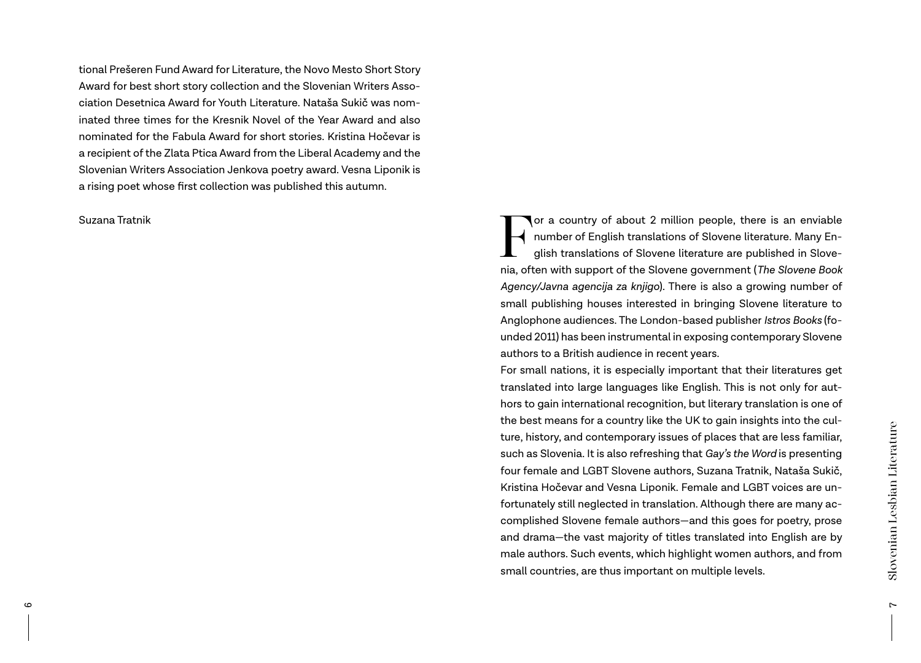tional Prešeren Fund Award for Literature, the Novo Mesto Short Story Award for best short story collection and the Slovenian Writers Association Desetnica Award for Youth Literature. Nataša Sukič was nominated three times for the Kresnik Novel of the Year Award and also nominated for the Fabula Award for short stories. Kristina Hočevar is a recipient of the Zlata Ptica Award from the Liberal Academy and the Slovenian Writers Association Jenkova poetry award. Vesna Liponik is a rising poet whose first collection was published this autumn.

Suzana Tratnik

For a country of about 2 million people, there is an enviable number of English translations of Slovene literature. Many English translations of Slovene literature are published in Slovenia, often with support of the Slovene government (*The Slovene Book Agency/Javna agencija za knjigo*). There is also a growing number of small publishing houses interested in bringing Slovene literature to Anglophone audiences. The London-based publisher *Istros Books* (founded 2011) has been instrumental in exposing contemporary Slovene authors to a British audience in recent years.

For small nations, it is especially important that their literatures get translated into large languages like English. This is not only for authors to gain international recognition, but literary translation is one of the best means for a country like the UK to gain insights into the culture, history, and contemporary issues of places that are less familiar, such as Slovenia. It is also refreshing that *Gay's the Word* is presenting four female and LGBT Slovene authors, Suzana Tratnik, Nataša Sukič, Kristina Hočevar and Vesna Liponik. Female and LGBT voices are unfortunately still neglected in translation. Although there are many accomplished Slovene female authors—and this goes for poetry, prose and drama—the vast majority of titles translated into English are by male authors. Such events, which highlight women authors, and from small countries, are thus important on multiple levels.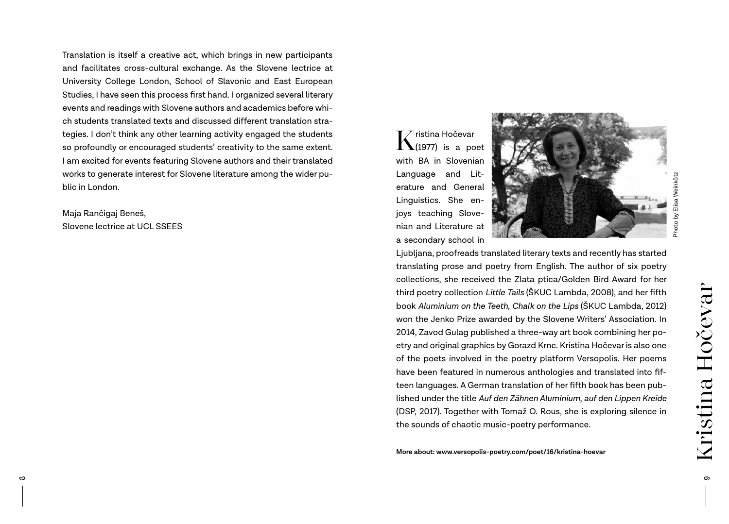Translation is itself a creative act, which brings in new participants and facilitates cross-cultural exchange. As the Slovene lectrice at University College London, School of Slavonic and East European Studies, I have seen this process first hand. I organized several literary events and readings with Slovene authors and academics before which students translated texts and discussed different translation strategies. I don't think any other learning activity engaged the students so profoundly or encouraged students' creativity to the same extent. I am excited for events featuring Slovene authors and their translated works to generate interest for Slovene literature among the wider public in London.

Maja Rančigaj Beneš,
Slovene lectrice at UCL SSEES

# Kristina Hočevar

Photo by Elisa Weinkötz

Kristina Hočevar (1977) is a poet with BA in Slovenian Language and Literature and General Linguistics. She enjoys teaching Slovenian and Literature at a secondary school in Ljubljana, proofreads translated literary texts and recently has started translating prose and poetry from English. The author of six poetry collections, she received the Zlata ptica/Golden Bird Award for her third poetry collection *Little Tails* (ŠKUC Lambda, 2008), and her fifth book *Aluminium on the Teeth, Chalk on the Lips* (ŠKUC Lambda, 2012) won the Jenko Prize awarded by the Slovene Writers' Association. In 2014, Zavod Gulag published a three-way art book combining her poetry and original graphics by Gorazd Krnc. Kristina Hočevar is also one of the poets involved in the poetry platform Versopolis. Her poems have been featured in numerous anthologies and translated into fifteen languages. A German translation of her fifth book has been published under the title *Auf den Zähnen Aluminium, auf den Lippen Kreide* (DSP, 2017). Together with Tomaž O. Rous, she is exploring silence in the sounds of chaotic music-poetry performance.

**More about: www.versopolis-poetry.com/poet/16/kristina-hoevar**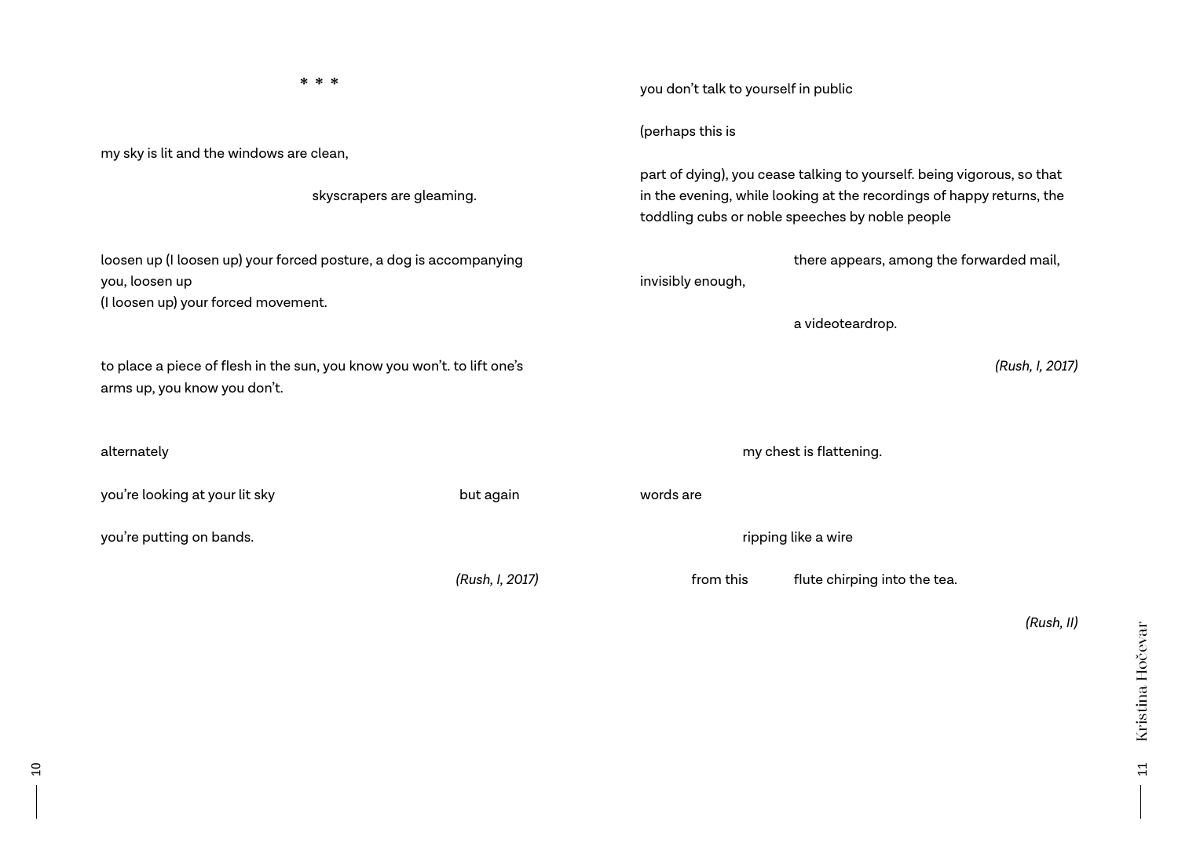\* \* \*

my sky is lit and the windows are clean,

skyscrapers are gleaming.

loosen up (I loosen up) your forced posture, a dog is accompanying you, loosen up
(I loosen up) your forced movement.

to place a piece of flesh in the sun, you know you won't. to lift one's arms up, you know you don't.

alternately

you're looking at your lit sky but again

you're putting on bands.

*(Rush, I, 2017)*

you don't talk to yourself in public

(perhaps this is

part of dying), you cease talking to yourself. being vigorous, so that in the evening, while looking at the recordings of happy returns, the toddling cubs or noble speeches by noble people

there appears, among the forwarded mail,
invisibly enough,

a videoteardrop.

*(Rush, I, 2017)*

my chest is flattening.

words are

ripping like a wire

from this flute chirping into the tea.

*(Rush, II)*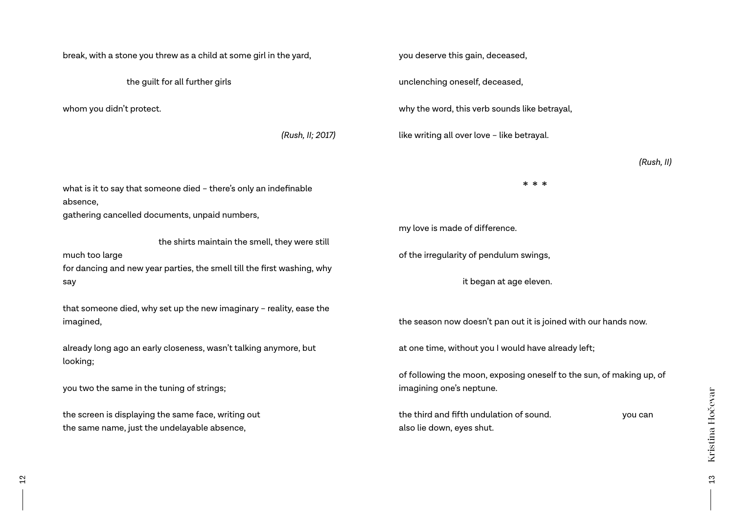break, with a stone you threw as a child at some girl in the yard,

the guilt for all further girls

whom you didn't protect.

*(Rush, II; 2017)*

what is it to say that someone died – there's only an indefinable absence,
gathering cancelled documents, unpaid numbers,

the shirts maintain the smell, they were still much too large
for dancing and new year parties, the smell till the first washing, why say

that someone died, why set up the new imaginary – reality, ease the imagined,

already long ago an early closeness, wasn't talking anymore, but looking;

you two the same in the tuning of strings;

the screen is displaying the same face, writing out
the same name, just the undelayable absence,

you deserve this gain, deceased,

unclenching oneself, deceased,

why the word, this verb sounds like betrayal,

like writing all over love – like betrayal.

*(Rush, II)*

\* \* \*

my love is made of difference.

of the irregularity of pendulum swings,

it began at age eleven.

the season now doesn't pan out it is joined with our hands now.

at one time, without you I would have already left;

of following the moon, exposing oneself to the sun, of making up, of imagining one's neptune.

the third and fifth undulation of sound. you can also lie down, eyes shut.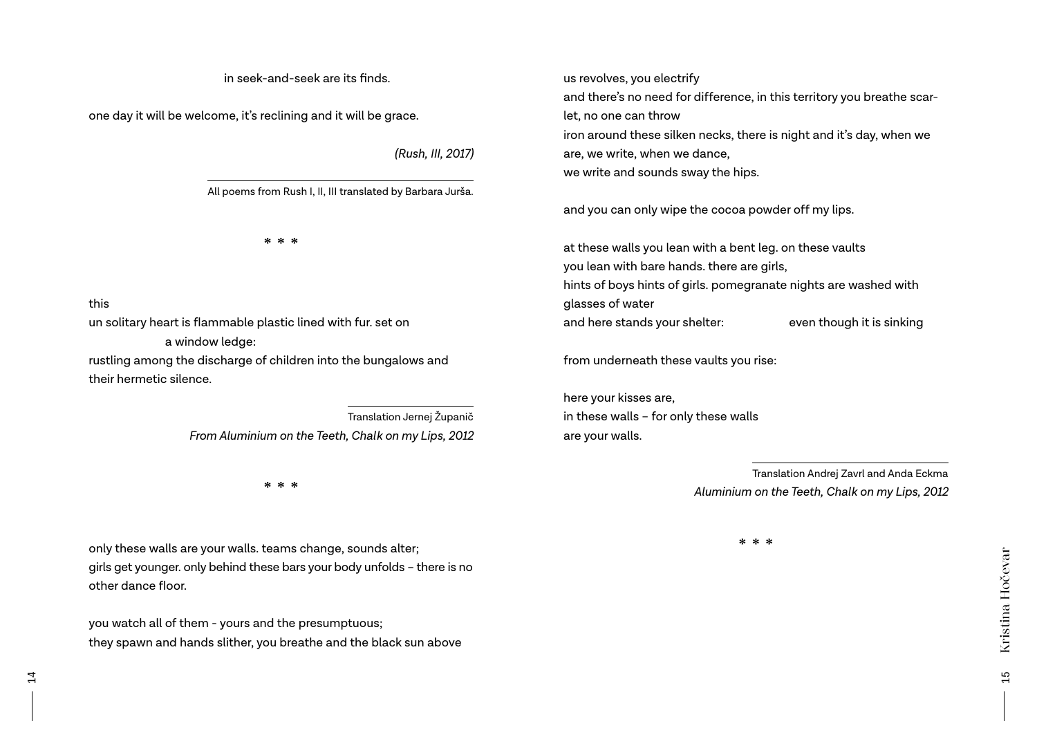in seek-and-seek are its finds.

one day it will be welcome, it's reclining and it will be grace.

*(Rush, III, 2017)*

All poems from Rush I, II, III translated by Barbara Jurša.

\* \* \*

this
un solitary heart is flammable plastic lined with fur. set on
a window ledge:
rustling among the discharge of children into the bungalows and
their hermetic silence.

Translation Jernej Županič
*From Aluminium on the Teeth, Chalk on my Lips, 2012*

\* \* \*

only these walls are your walls. teams change, sounds alter;
girls get younger. only behind these bars your body unfolds – there is no
other dance floor.

you watch all of them - yours and the presumptuous;
they spawn and hands slither, you breathe and the black sun above
us revolves, you electrify
and there's no need for difference, in this territory you breathe scar-
let, no one can throw
iron around these silken necks, there is night and it's day, when we
are, we write, when we dance,
we write and sounds sway the hips.

and you can only wipe the cocoa powder off my lips.

at these walls you lean with a bent leg. on these vaults
you lean with bare hands. there are girls,
hints of boys hints of girls. pomegranate nights are washed with
glasses of water
and here stands your shelter:                even though it is sinking

from underneath these vaults you rise:

here your kisses are,
in these walls – for only these walls
are your walls.

Translation Andrej Zavrl and Anda Eckma
*Aluminium on the Teeth, Chalk on my Lips, 2012*

\* \* \*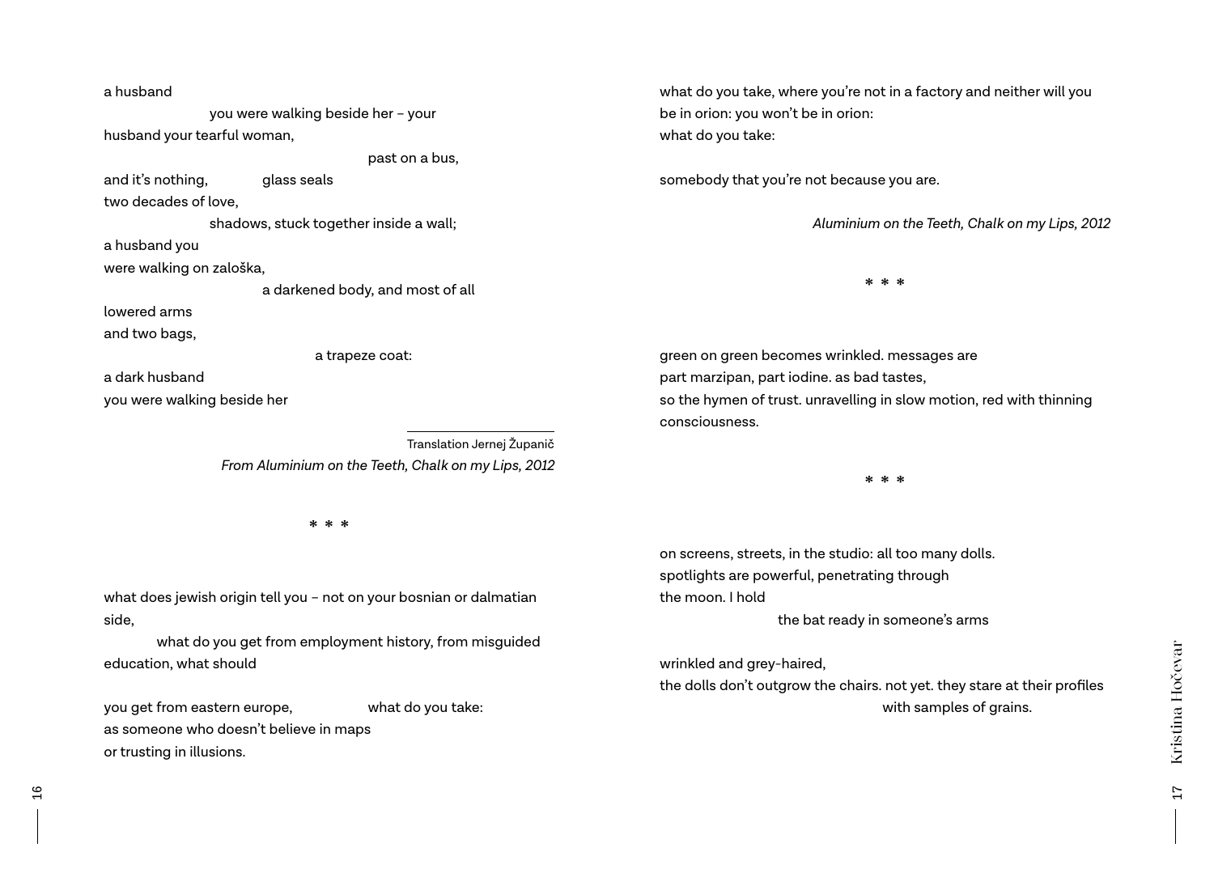a husband

you were walking beside her – your

husband your tearful woman,

past on a bus,

and it's nothing, glass seals

two decades of love,

shadows, stuck together inside a wall;

a husband you

were walking on zaloška,

a darkened body, and most of all

lowered arms

and two bags,

a trapeze coat:

a dark husband

you were walking beside her

Translation Jernej Županič

*From Aluminium on the Teeth, Chalk on my Lips, 2012*

* * *

what does jewish origin tell you – not on your bosnian or dalmatian side,

what do you get from employment history, from misguided education, what should

you get from eastern europe, what do you take:

as someone who doesn't believe in maps

or trusting in illusions.

what do you take, where you're not in a factory and neither will you be in orion: you won't be in orion:

what do you take:

somebody that you're not because you are.

*Aluminium on the Teeth, Chalk on my Lips, 2012*

* * *

green on green becomes wrinkled. messages are

part marzipan, part iodine. as bad tastes,

so the hymen of trust. unravelling in slow motion, red with thinning consciousness.

* * *

on screens, streets, in the studio: all too many dolls.

spotlights are powerful, penetrating through

the moon. I hold

the bat ready in someone's arms

wrinkled and grey-haired,

the dolls don't outgrow the chairs. not yet. they stare at their profiles

with samples of grains.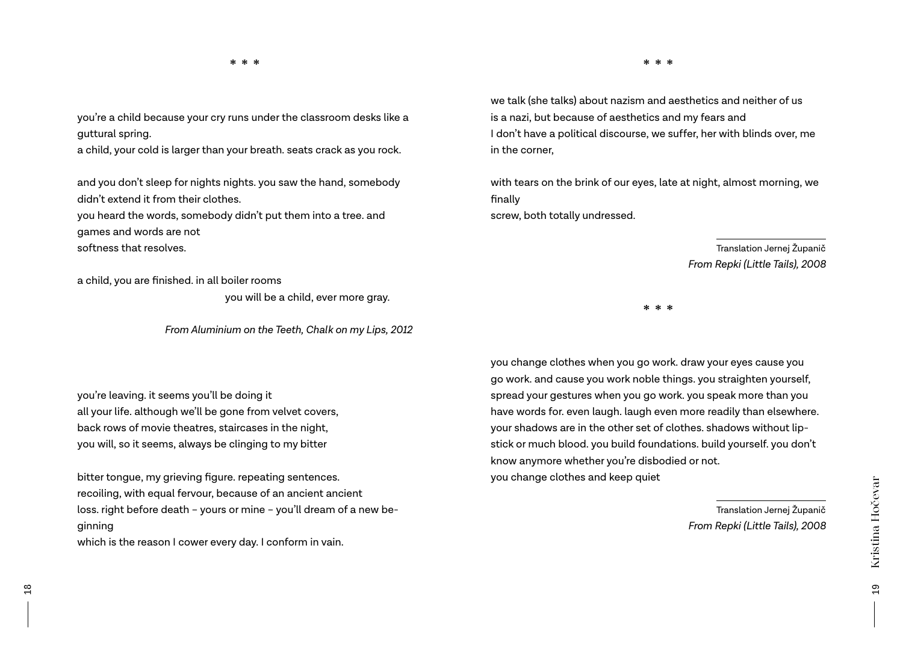\* \* \*

you're a child because your cry runs under the classroom desks like a guttural spring.
a child, your cold is larger than your breath. seats crack as you rock.

and you don't sleep for nights nights. you saw the hand, somebody didn't extend it from their clothes.
you heard the words, somebody didn't put them into a tree. and games and words are not
softness that resolves.

a child, you are finished. in all boiler rooms
you will be a child, ever more gray.

*From Aluminium on the Teeth, Chalk on my Lips, 2012*

you're leaving. it seems you'll be doing it
all your life. although we'll be gone from velvet covers,
back rows of movie theatres, staircases in the night,
you will, so it seems, always be clinging to my bitter

bitter tongue, my grieving figure. repeating sentences.
recoiling, with equal fervour, because of an ancient ancient
loss. right before death – yours or mine – you'll dream of a new be-ginning
which is the reason I cower every day. I conform in vain.

\* \* \*

we talk (she talks) about nazism and aesthetics and neither of us
is a nazi, but because of aesthetics and my fears and
I don't have a political discourse, we suffer, her with blinds over, me in the corner,

with tears on the brink of our eyes, late at night, almost morning, we finally
screw, both totally undressed.

Translation Jernej Županič
*From Repki (Little Tails), 2008*

\* \* \*

you change clothes when you go work. draw your eyes cause you go work. and cause you work noble things. you straighten yourself, spread your gestures when you go work. you speak more than you have words for. even laugh. laugh even more readily than elsewhere. your shadows are in the other set of clothes. shadows without lip-stick or much blood. you build foundations. build yourself. you don't know anymore whether you're disbodied or not.
you change clothes and keep quiet

Translation Jernej Županič
*From Repki (Little Tails), 2008*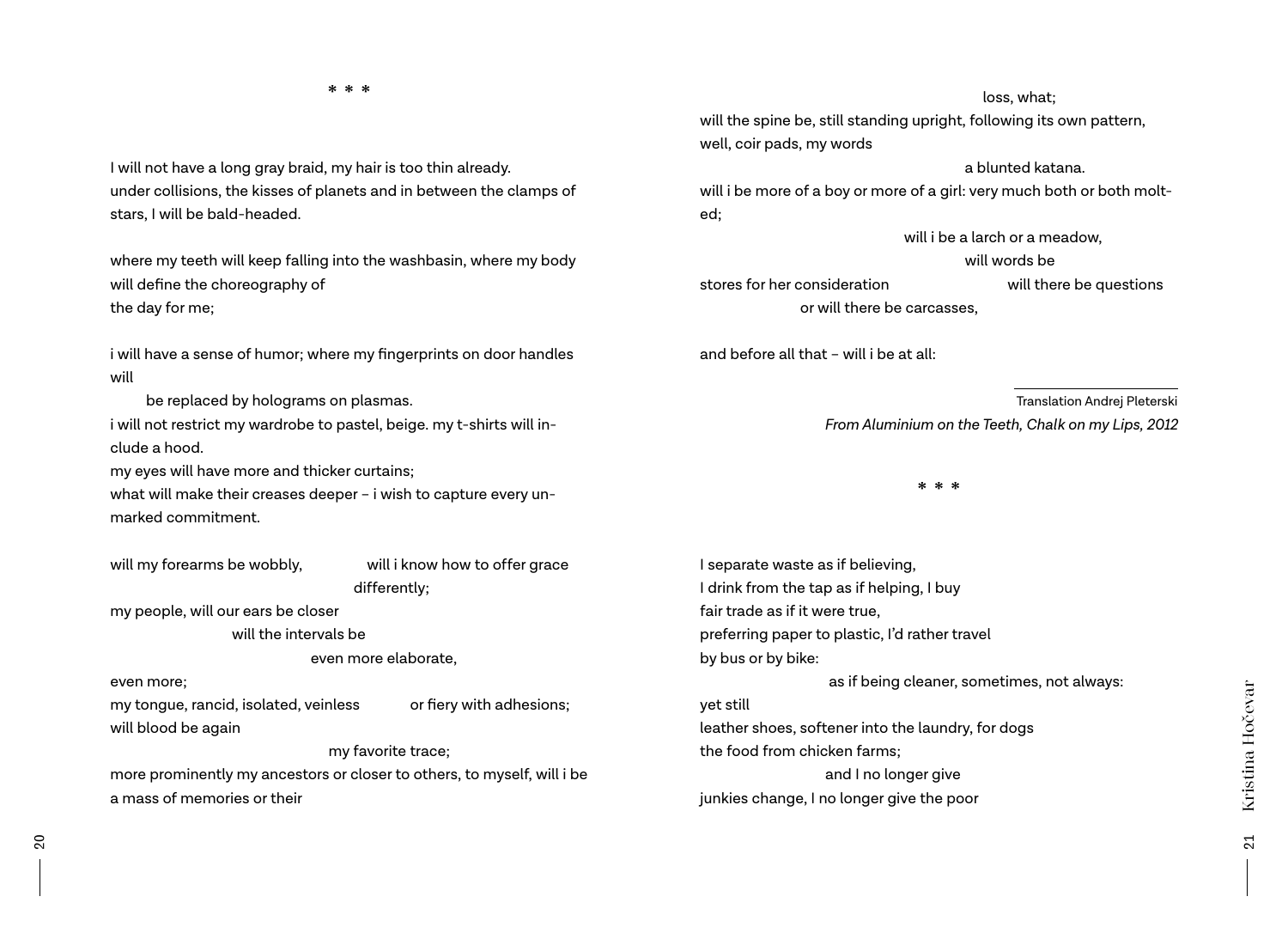\* \* \*

I will not have a long gray braid, my hair is too thin already.
under collisions, the kisses of planets and in between the clamps of stars, I will be bald-headed.

where my teeth will keep falling into the washbasin, where my body will define the choreography of
the day for me;

i will have a sense of humor; where my fingerprints on door handles will
    be replaced by holograms on plasmas.
i will not restrict my wardrobe to pastel, beige. my t-shirts will include a hood.
my eyes will have more and thicker curtains;
what will make their creases deeper – i wish to capture every unmarked commitment.

will my forearms be wobbly,       will i know how to offer grace
            differently;
my people, will our ears be closer
      will the intervals be
            even more elaborate,
even more;
my tongue, rancid, isolated, veinless       or fiery with adhesions;
will blood be again
            my favorite trace;
more prominently my ancestors or closer to others, to myself, will i be a mass of memories or their

            loss, what;
will the spine be, still standing upright, following its own pattern,
well, coir pads, my words
            a blunted katana.
will i be more of a boy or more of a girl: very much both or both molted;
            will i be a larch or a meadow,
            will words be
stores for her consideration       will there be questions
      or will there be carcasses,

and before all that – will i be at all:

Translation Andrej Pleterski
*From Aluminium on the Teeth, Chalk on my Lips, 2012*

\* \* \*

I separate waste as if believing,
I drink from the tap as if helping, I buy
fair trade as if it were true,
preferring paper to plastic, I'd rather travel
by bus or by bike:
      as if being cleaner, sometimes, not always:
yet still
leather shoes, softener into the laundry, for dogs
the food from chicken farms;
      and I no longer give
junkies change, I no longer give the poor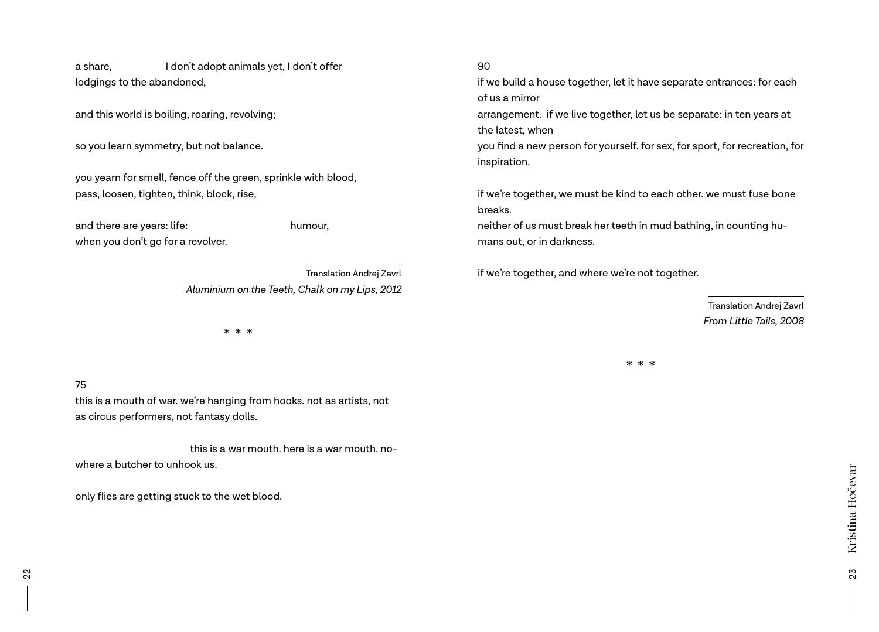a share,                I don't adopt animals yet, I don't offer
lodgings to the abandoned,

and this world is boiling, roaring, revolving;

so you learn symmetry, but not balance.

you yearn for smell, fence off the green, sprinkle with blood,
pass, loosen, tighten, think, block, rise,

and there are years: life:                              humour,
when you don't go for a revolver.

Translation Andrej Zavrl
*Aluminium on the Teeth, Chalk on my Lips, 2012*

\* \* \*

75
this is a mouth of war. we're hanging from hooks. not as artists, not
as circus performers, not fantasy dolls.

                              this is a war mouth. here is a war mouth. no-
where a butcher to unhook us.

only flies are getting stuck to the wet blood.

90
if we build a house together, let it have separate entrances: for each
of us a mirror
arrangement.  if we live together, let us be separate: in ten years at
the latest, when
you find a new person for yourself. for sex, for sport, for recreation, for
inspiration.

if we're together, we must be kind to each other. we must fuse bone
breaks.
neither of us must break her teeth in mud bathing, in counting hu-
mans out, or in darkness.

if we're together, and where we're not together.

Translation Andrej Zavrl
*From Little Tails, 2008*

\* \* \*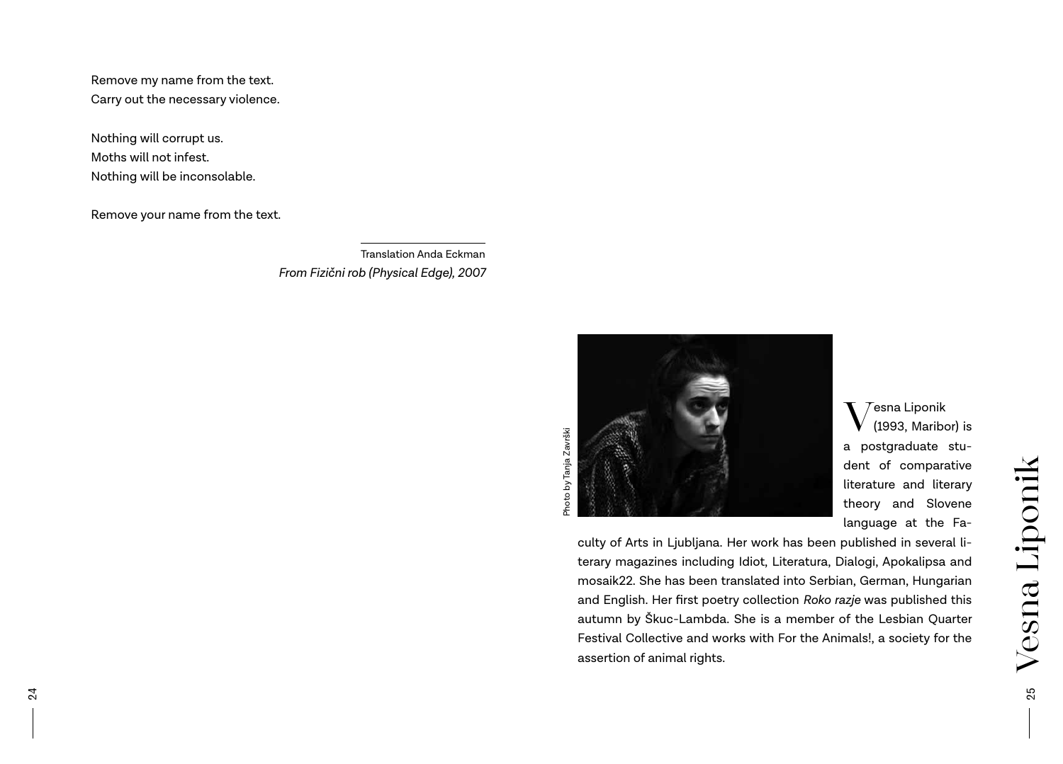Remove my name from the text.
Carry out the necessary violence.

Nothing will corrupt us.
Moths will not infest.
Nothing will be inconsolable.

Remove your name from the text.

Translation Anda Eckman
*From Fizični rob (Physical Edge), 2007*

# Vesna Liponik

Photo by Tanja Završki

Vesna Liponik (1993, Maribor) is a postgraduate student of comparative literature and literary theory and Slovene language at the Faculty of Arts in Ljubljana. Her work has been published in several literary magazines including Idiot, Literatura, Dialogi, Apokalipsa and mosaik22. She has been translated into Serbian, German, Hungarian and English. Her first poetry collection *Roko razje* was published this autumn by Škuc-Lambda. She is a member of the Lesbian Quarter Festival Collective and works with For the Animals!, a society for the assertion of animal rights.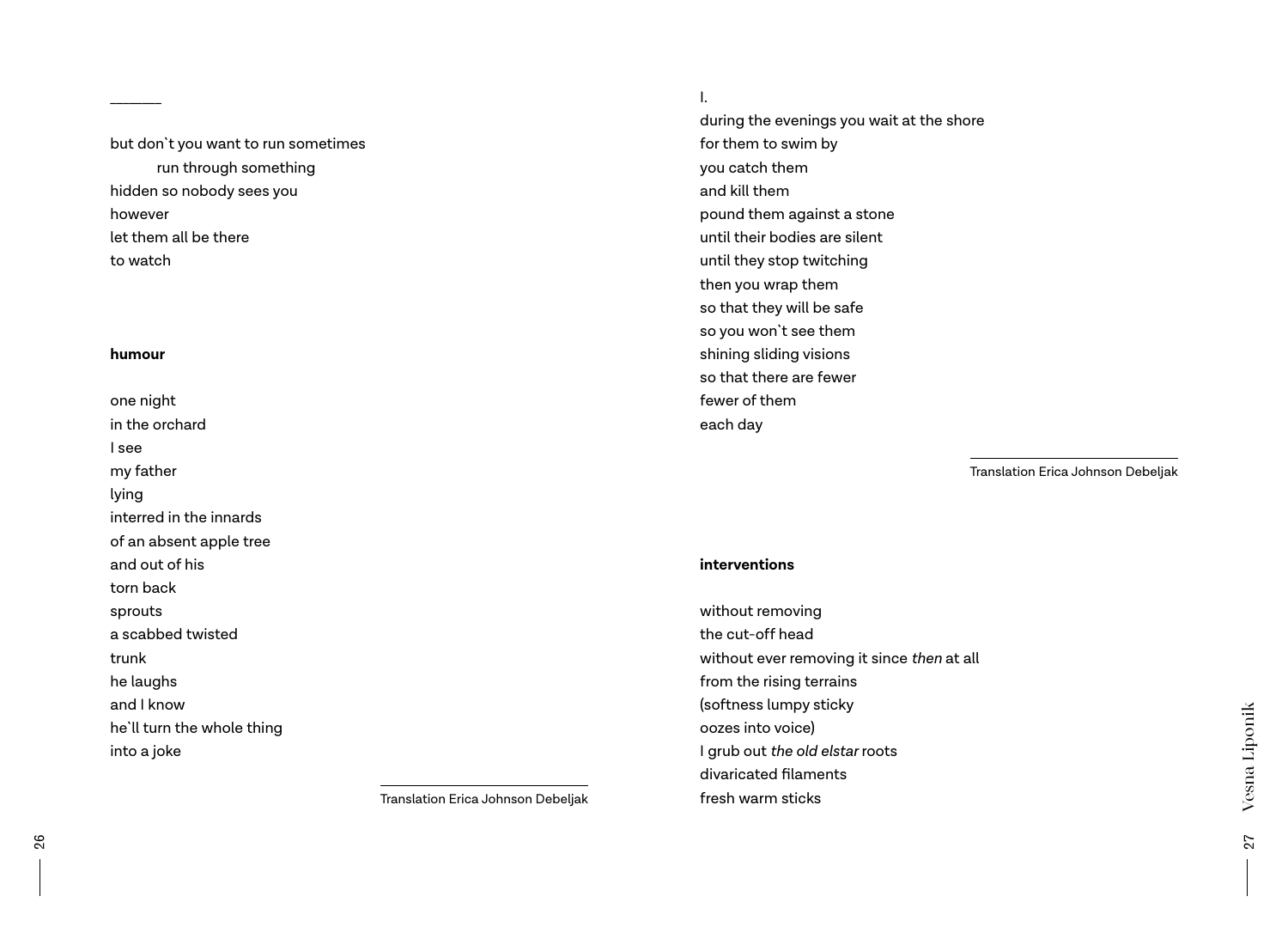______

but don`t you want to run sometimes
	run through something
hidden so nobody sees you
however
let them all be there
to watch

**humour**

one night
in the orchard
I see
my father
lying
interred in the innards
of an absent apple tree
and out of his
torn back
sprouts
a scabbed twisted
trunk
he laughs
and I know
he`ll turn the whole thing
into a joke

Translation Erica Johnson Debeljak

I.
during the evenings you wait at the shore
for them to swim by
you catch them
and kill them
pound them against a stone
until their bodies are silent
until they stop twitching
then you wrap them
so that they will be safe
so you won`t see them
shining sliding visions
so that there are fewer
fewer of them
each day

Translation Erica Johnson Debeljak

**interventions**

without removing
the cut-off head
without ever removing it since *then* at all
from the rising terrains
(softness lumpy sticky
oozes into voice)
I grub out *the old elstar* roots
divaricated filaments
fresh warm sticks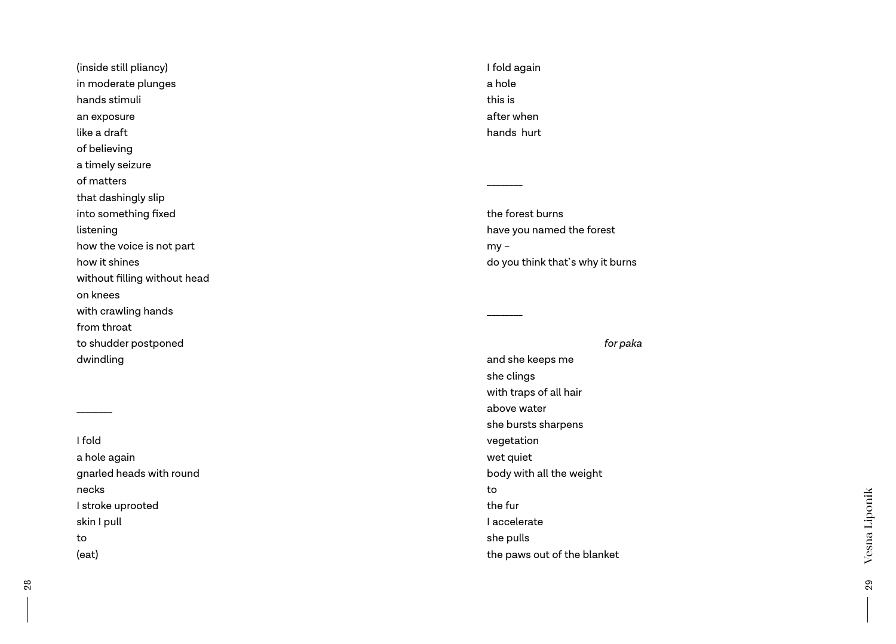(inside still pliancy)
in moderate plunges
hands stimuli
an exposure
like a draft
of believing
a timely seizure
of matters
that dashingly slip
into something fixed
listening
how the voice is not part
how it shines
without filling without head
on knees
with crawling hands
from throat
to shudder postponed
dwindling

______

I fold
a hole again
gnarled heads with round
necks
I stroke uprooted
skin I pull
to
(eat)

I fold again
a hole
this is
after when
hands  hurt

______

the forest burns
have you named the forest
my –
do you think that`s why it burns

______

*for paka*

and she keeps me
she clings
with traps of all hair
above water
she bursts sharpens
vegetation
wet quiet
body with all the weight
to
the fur
I accelerate
she pulls
the paws out of the blanket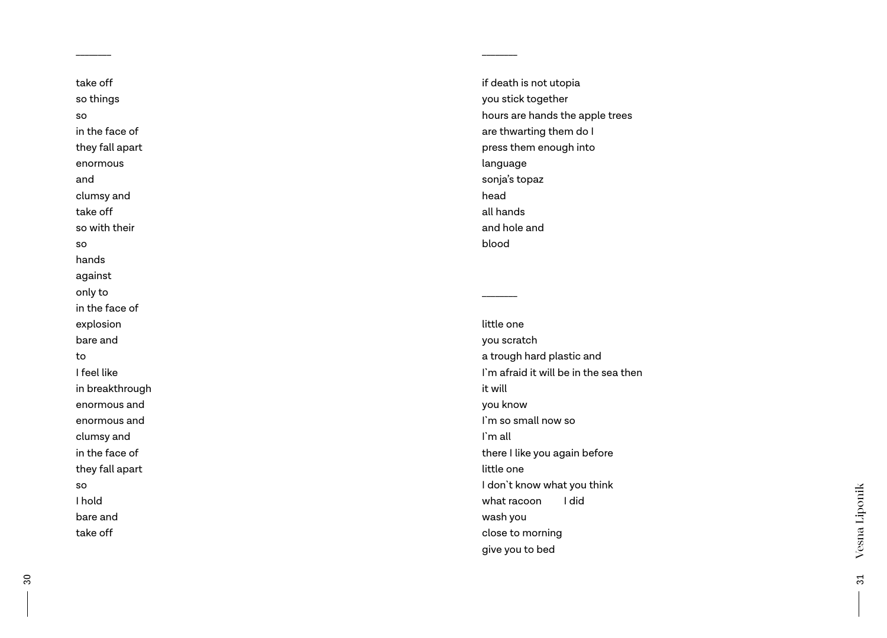______

take off
so things
so
in the face of
they fall apart
enormous
and
clumsy and
take off
so with their
so
hands
against
only to
in the face of
explosion
bare and
to
I feel like
in breakthrough
enormous and
enormous and
clumsy and
in the face of
they fall apart
so
I hold
bare and
take off

______

if death is not utopia
you stick together
hours are hands the apple trees
are thwarting them do I
press them enough into
language
sonja's topaz
head
all hands
and hole and
blood

______

little one
you scratch
a trough hard plastic and
I`m afraid it will be in the sea then
it will
you know
I`m so small now so
I`m all
there I like you again before
little one
I don`t know what you think
what racoon        I did
wash you
close to morning
give you to bed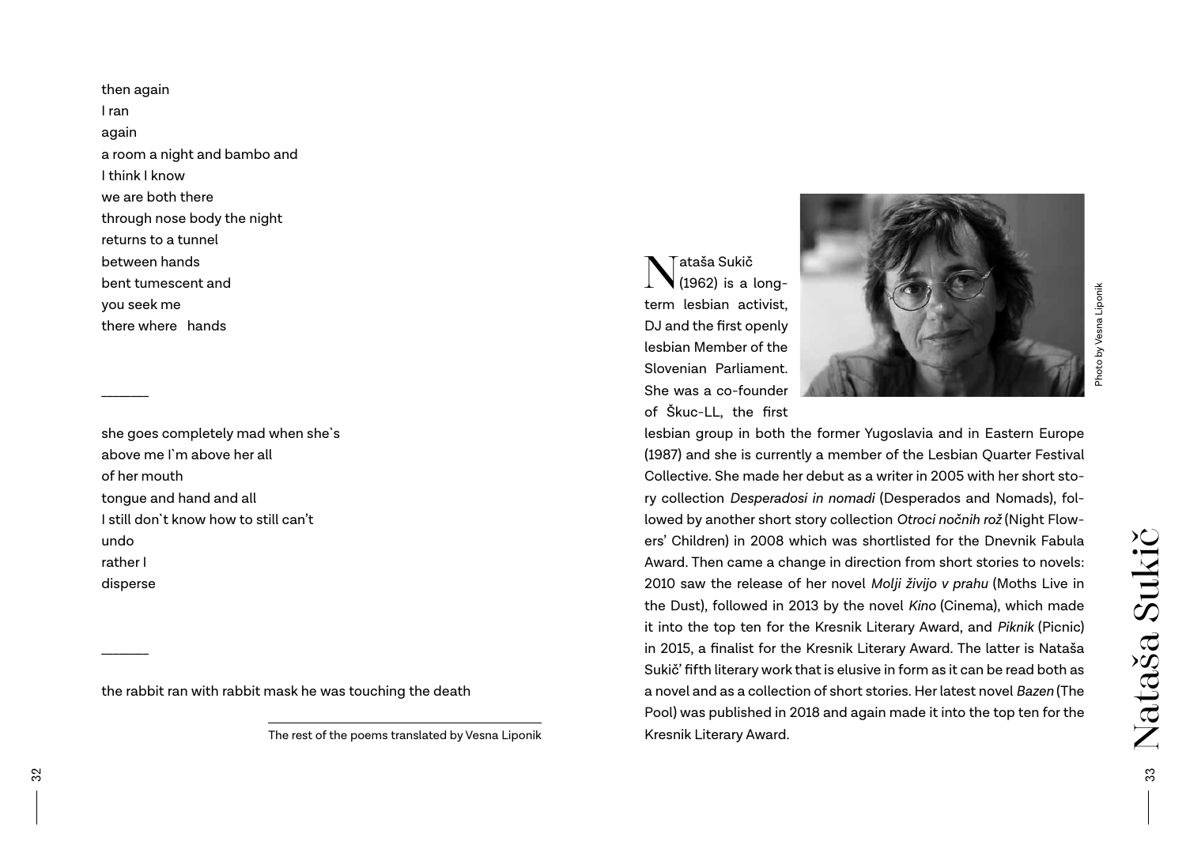then again
I ran
again
a room a night and bambo and
I think I know
we are both there
through nose body the night
returns to a tunnel
between hands
bent tumescent and
you seek me
there where   hands

______

she goes completely mad when she`s
above me I`m above her all
of her mouth
tongue and hand and all
I still don`t know how to still can’t
undo
rather I
disperse

______

the rabbit ran with rabbit mask he was touching the death

The rest of the poems translated by Vesna Liponik

# Nataša Sukič

Nataša Sukič (1962) is a long-term lesbian activist, DJ and the first openly lesbian Member of the Slovenian Parliament. She was a co-founder of Škuc-LL, the first lesbian group in both the former Yugoslavia and in Eastern Europe (1987) and she is currently a member of the Lesbian Quarter Festival Collective. She made her debut as a writer in 2005 with her short story collection *Desperadosi in nomadi* (Desperados and Nomads), followed by another short story collection *Otroci nočnih rož* (Night Flowers’ Children) in 2008 which was shortlisted for the Dnevnik Fabula Award. Then came a change in direction from short stories to novels: 2010 saw the release of her novel *Molji živijo v prahu* (Moths Live in the Dust), followed in 2013 by the novel *Kino* (Cinema), which made it into the top ten for the Kresnik Literary Award, and *Piknik* (Picnic) in 2015, a finalist for the Kresnik Literary Award. The latter is Nataša Sukič’ fifth literary work that is elusive in form as it can be read both as a novel and as a collection of short stories. Her latest novel *Bazen* (The Pool) was published in 2018 and again made it into the top ten for the Kresnik Literary Award.

Photo by Vesna Liponik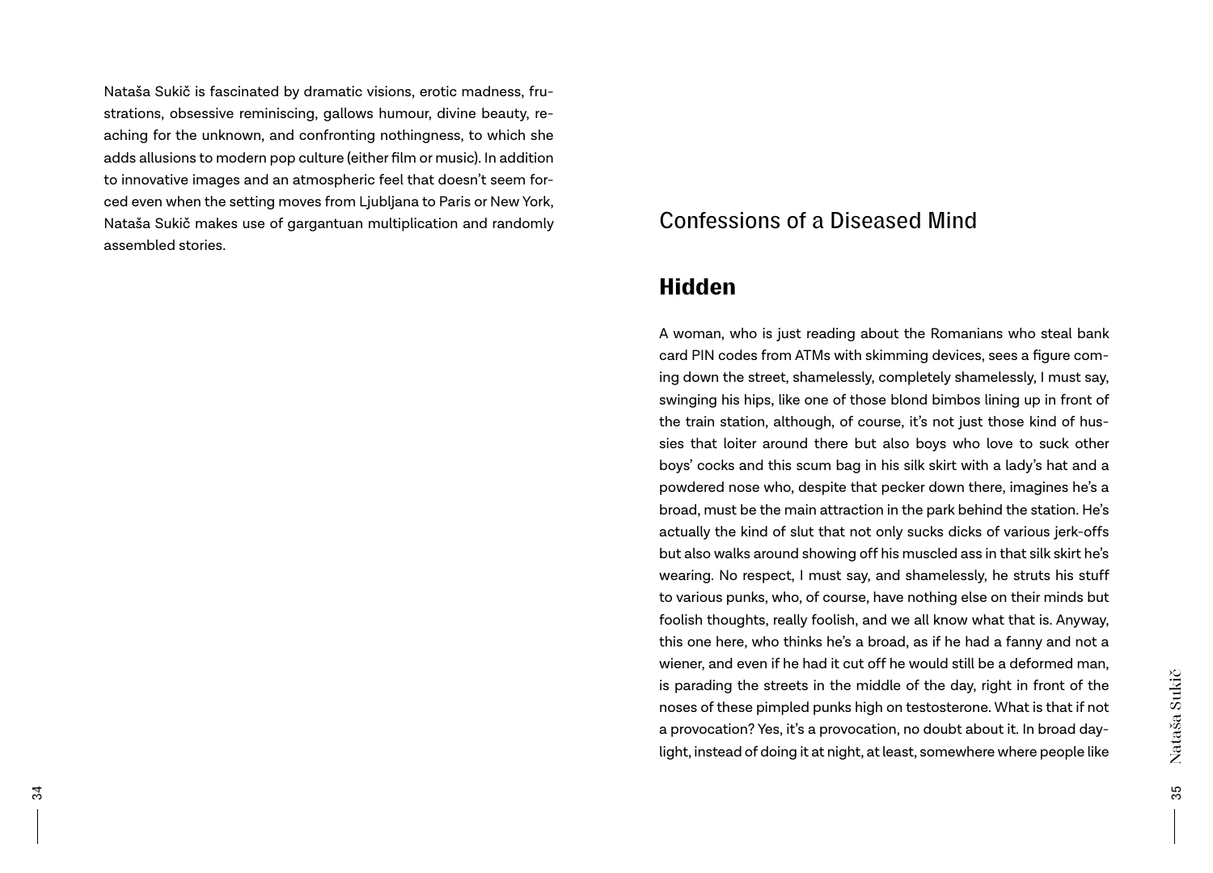Nataša Sukič is fascinated by dramatic visions, erotic madness, frustrations, obsessive reminiscing, gallows humour, divine beauty, reaching for the unknown, and confronting nothingness, to which she adds allusions to modern pop culture (either film or music). In addition to innovative images and an atmospheric feel that doesn't seem forced even when the setting moves from Ljubljana to Paris or New York, Nataša Sukič makes use of gargantuan multiplication and randomly assembled stories.

# Confessions of a Diseased Mind

## Hidden

A woman, who is just reading about the Romanians who steal bank card PIN codes from ATMs with skimming devices, sees a figure coming down the street, shamelessly, completely shamelessly, I must say, swinging his hips, like one of those blond bimbos lining up in front of the train station, although, of course, it's not just those kind of hussies that loiter around there but also boys who love to suck other boys' cocks and this scum bag in his silk skirt with a lady's hat and a powdered nose who, despite that pecker down there, imagines he's a broad, must be the main attraction in the park behind the station. He's actually the kind of slut that not only sucks dicks of various jerk-offs but also walks around showing off his muscled ass in that silk skirt he's wearing. No respect, I must say, and shamelessly, he struts his stuff to various punks, who, of course, have nothing else on their minds but foolish thoughts, really foolish, and we all know what that is. Anyway, this one here, who thinks he's a broad, as if he had a fanny and not a wiener, and even if he had it cut off he would still be a deformed man, is parading the streets in the middle of the day, right in front of the noses of these pimpled punks high on testosterone. What is that if not a provocation? Yes, it's a provocation, no doubt about it. In broad daylight, instead of doing it at night, at least, somewhere where people like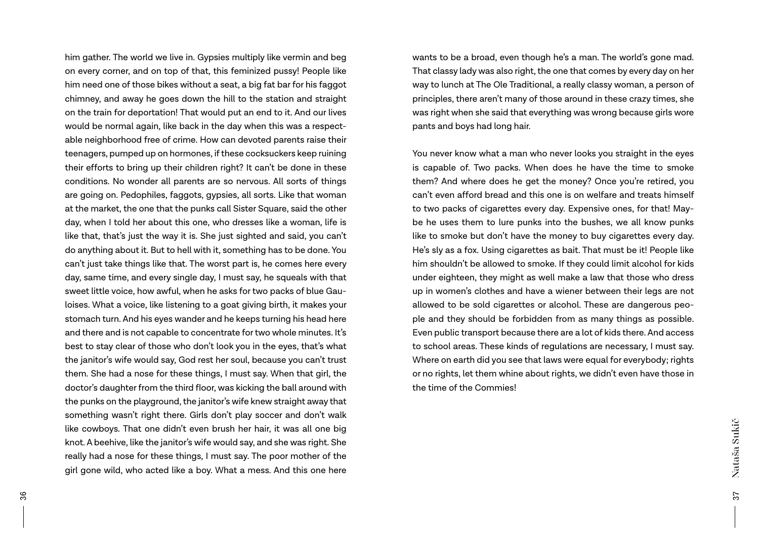him gather. The world we live in. Gypsies multiply like vermin and beg on every corner, and on top of that, this feminized pussy! People like him need one of those bikes without a seat, a big fat bar for his faggot chimney, and away he goes down the hill to the station and straight on the train for deportation! That would put an end to it. And our lives would be normal again, like back in the day when this was a respectable neighborhood free of crime. How can devoted parents raise their teenagers, pumped up on hormones, if these cocksuckers keep ruining their efforts to bring up their children right? It can't be done in these conditions. No wonder all parents are so nervous. All sorts of things are going on. Pedophiles, faggots, gypsies, all sorts. Like that woman at the market, the one that the punks call Sister Square, said the other day, when I told her about this one, who dresses like a woman, life is like that, that's just the way it is. She just sighted and said, you can't do anything about it. But to hell with it, something has to be done. You can't just take things like that. The worst part is, he comes here every day, same time, and every single day, I must say, he squeals with that sweet little voice, how awful, when he asks for two packs of blue Gauloises. What a voice, like listening to a goat giving birth, it makes your stomach turn. And his eyes wander and he keeps turning his head here and there and is not capable to concentrate for two whole minutes. It's best to stay clear of those who don't look you in the eyes, that's what the janitor's wife would say, God rest her soul, because you can't trust them. She had a nose for these things, I must say. When that girl, the doctor's daughter from the third floor, was kicking the ball around with the punks on the playground, the janitor's wife knew straight away that something wasn't right there. Girls don't play soccer and don't walk like cowboys. That one didn't even brush her hair, it was all one big knot. A beehive, like the janitor's wife would say, and she was right. She really had a nose for these things, I must say. The poor mother of the girl gone wild, who acted like a boy. What a mess. And this one here wants to be a broad, even though he's a man. The world's gone mad. That classy lady was also right, the one that comes by every day on her way to lunch at The Ole Traditional, a really classy woman, a person of principles, there aren't many of those around in these crazy times, she was right when she said that everything was wrong because girls wore pants and boys had long hair.

You never know what a man who never looks you straight in the eyes is capable of. Two packs. When does he have the time to smoke them? And where does he get the money? Once you're retired, you can't even afford bread and this one is on welfare and treats himself to two packs of cigarettes every day. Expensive ones, for that! Maybe he uses them to lure punks into the bushes, we all know punks like to smoke but don't have the money to buy cigarettes every day. He's sly as a fox. Using cigarettes as bait. That must be it! People like him shouldn't be allowed to smoke. If they could limit alcohol for kids under eighteen, they might as well make a law that those who dress up in women's clothes and have a wiener between their legs are not allowed to be sold cigarettes or alcohol. These are dangerous people and they should be forbidden from as many things as possible. Even public transport because there are a lot of kids there. And access to school areas. These kinds of regulations are necessary, I must say. Where on earth did you see that laws were equal for everybody; rights or no rights, let them whine about rights, we didn't even have those in the time of the Commies!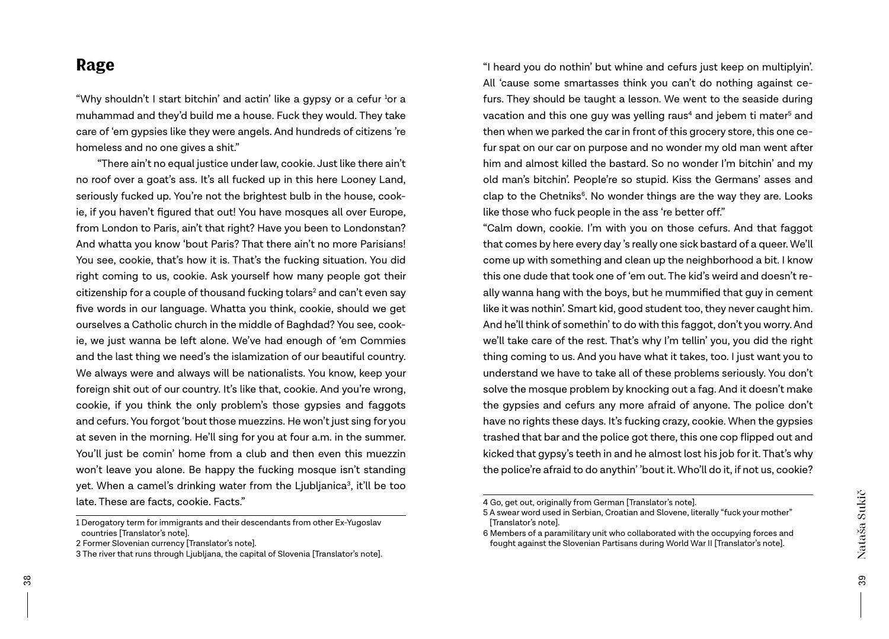# Rage

"Why shouldn't I start bitchin' and actin' like a gypsy or a cefur [1]or a muhammad and they'd build me a house. Fuck they would. They take care of 'em gypsies like they were angels. And hundreds of citizens 're homeless and no one gives a shit."

"There ain't no equal justice under law, cookie. Just like there ain't no roof over a goat's ass. It's all fucked up in this here Looney Land, seriously fucked up. You're not the brightest bulb in the house, cookie, if you haven't figured that out! You have mosques all over Europe, from London to Paris, ain't that right? Have you been to Londonstan? And whatta you know 'bout Paris? That there ain't no more Parisians! You see, cookie, that's how it is. That's the fucking situation. You did right coming to us, cookie. Ask yourself how many people got their citizenship for a couple of thousand fucking tolars[2] and can't even say five words in our language. Whatta you think, cookie, should we get ourselves a Catholic church in the middle of Baghdad? You see, cookie, we just wanna be left alone. We've had enough of 'em Commies and the last thing we need's the islamization of our beautiful country. We always were and always will be nationalists. You know, keep your foreign shit out of our country. It's like that, cookie. And you're wrong, cookie, if you think the only problem's those gypsies and faggots and cefurs. You forgot 'bout those muezzins. He won't just sing for you at seven in the morning. He'll sing for you at four a.m. in the summer. You'll just be comin' home from a club and then even this muezzin won't leave you alone. Be happy the fucking mosque isn't standing yet. When a camel's drinking water from the Ljubljanica[3], it'll be too late. These are facts, cookie. Facts."

1 Derogatory term for immigrants and their descendants from other Ex-Yugoslav countries [Translator's note].

2 Former Slovenian currency [Translator's note].

3 The river that runs through Ljubljana, the capital of Slovenia [Translator's note].

"I heard you do nothin' but whine and cefurs just keep on multiplyin'. All 'cause some smartasses think you can't do nothing against cefurs. They should be taught a lesson. We went to the seaside during vacation and this one guy was yelling raus[4] and jebem ti mater[5] and then when we parked the car in front of this grocery store, this one cefur spat on our car on purpose and no wonder my old man went after him and almost killed the bastard. So no wonder I'm bitchin' and my old man's bitchin'. People're so stupid. Kiss the Germans' asses and clap to the Chetniks[6]. No wonder things are the way they are. Looks like those who fuck people in the ass 're better off."

"Calm down, cookie. I'm with you on those cefurs. And that faggot that comes by here every day 's really one sick bastard of a queer. We'll come up with something and clean up the neighborhood a bit. I know this one dude that took one of 'em out. The kid's weird and doesn't really wanna hang with the boys, but he mummified that guy in cement like it was nothin'. Smart kid, good student too, they never caught him. And he'll think of somethin' to do with this faggot, don't you worry. And we'll take care of the rest. That's why I'm tellin' you, you did the right thing coming to us. And you have what it takes, too. I just want you to understand we have to take all of these problems seriously. You don't solve the mosque problem by knocking out a fag. And it doesn't make the gypsies and cefurs any more afraid of anyone. The police don't have no rights these days. It's fucking crazy, cookie. When the gypsies trashed that bar and the police got there, this one cop flipped out and kicked that gypsy's teeth in and he almost lost his job for it. That's why the police're afraid to do anythin' 'bout it. Who'll do it, if not us, cookie?

4 Go, get out, originally from German [Translator's note].

5 A swear word used in Serbian, Croatian and Slovene, literally "fuck your mother" [Translator's note].

6 Members of a paramilitary unit who collaborated with the occupying forces and fought against the Slovenian Partisans during World War II [Translator's note].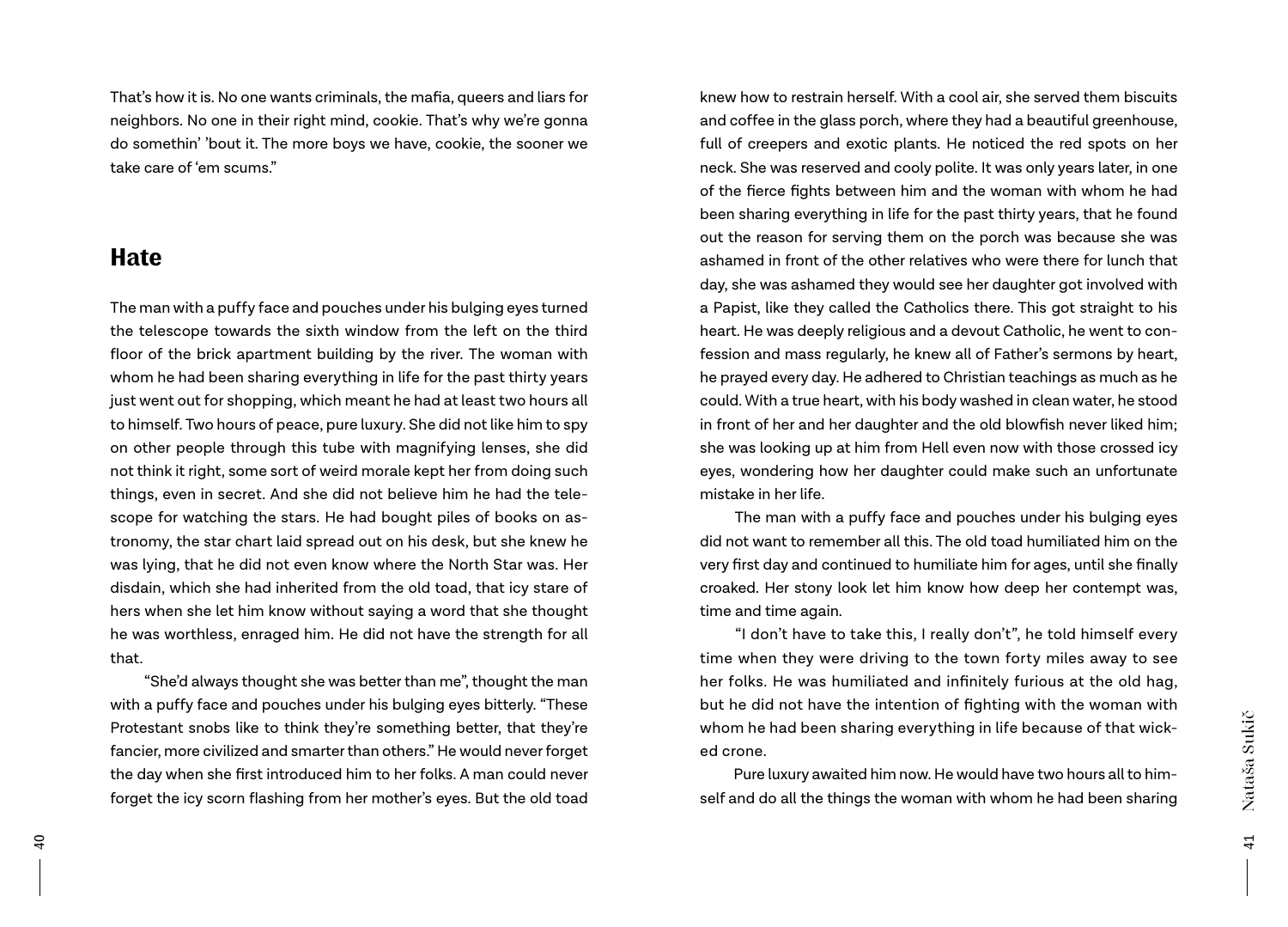That's how it is. No one wants criminals, the mafia, queers and liars for neighbors. No one in their right mind, cookie. That's why we're gonna do somethin' 'bout it. The more boys we have, cookie, the sooner we take care of 'em scums."

## Hate

The man with a puffy face and pouches under his bulging eyes turned the telescope towards the sixth window from the left on the third floor of the brick apartment building by the river. The woman with whom he had been sharing everything in life for the past thirty years just went out for shopping, which meant he had at least two hours all to himself. Two hours of peace, pure luxury. She did not like him to spy on other people through this tube with magnifying lenses, she did not think it right, some sort of weird morale kept her from doing such things, even in secret. And she did not believe him he had the telescope for watching the stars. He had bought piles of books on astronomy, the star chart laid spread out on his desk, but she knew he was lying, that he did not even know where the North Star was. Her disdain, which she had inherited from the old toad, that icy stare of hers when she let him know without saying a word that she thought he was worthless, enraged him. He did not have the strength for all that.

"She'd always thought she was better than me", thought the man with a puffy face and pouches under his bulging eyes bitterly. "These Protestant snobs like to think they're something better, that they're fancier, more civilized and smarter than others." He would never forget the day when she first introduced him to her folks. A man could never forget the icy scorn flashing from her mother's eyes. But the old toad knew how to restrain herself. With a cool air, she served them biscuits and coffee in the glass porch, where they had a beautiful greenhouse, full of creepers and exotic plants. He noticed the red spots on her neck. She was reserved and cooly polite. It was only years later, in one of the fierce fights between him and the woman with whom he had been sharing everything in life for the past thirty years, that he found out the reason for serving them on the porch was because she was ashamed in front of the other relatives who were there for lunch that day, she was ashamed they would see her daughter got involved with a Papist, like they called the Catholics there. This got straight to his heart. He was deeply religious and a devout Catholic, he went to confession and mass regularly, he knew all of Father's sermons by heart, he prayed every day. He adhered to Christian teachings as much as he could. With a true heart, with his body washed in clean water, he stood in front of her and her daughter and the old blowfish never liked him; she was looking up at him from Hell even now with those crossed icy eyes, wondering how her daughter could make such an unfortunate mistake in her life.

The man with a puffy face and pouches under his bulging eyes did not want to remember all this. The old toad humiliated him on the very first day and continued to humiliate him for ages, until she finally croaked. Her stony look let him know how deep her contempt was, time and time again.

"I don't have to take this, I really don't", he told himself every time when they were driving to the town forty miles away to see her folks. He was humiliated and infinitely furious at the old hag, but he did not have the intention of fighting with the woman with whom he had been sharing everything in life because of that wicked crone.

Pure luxury awaited him now. He would have two hours all to himself and do all the things the woman with whom he had been sharing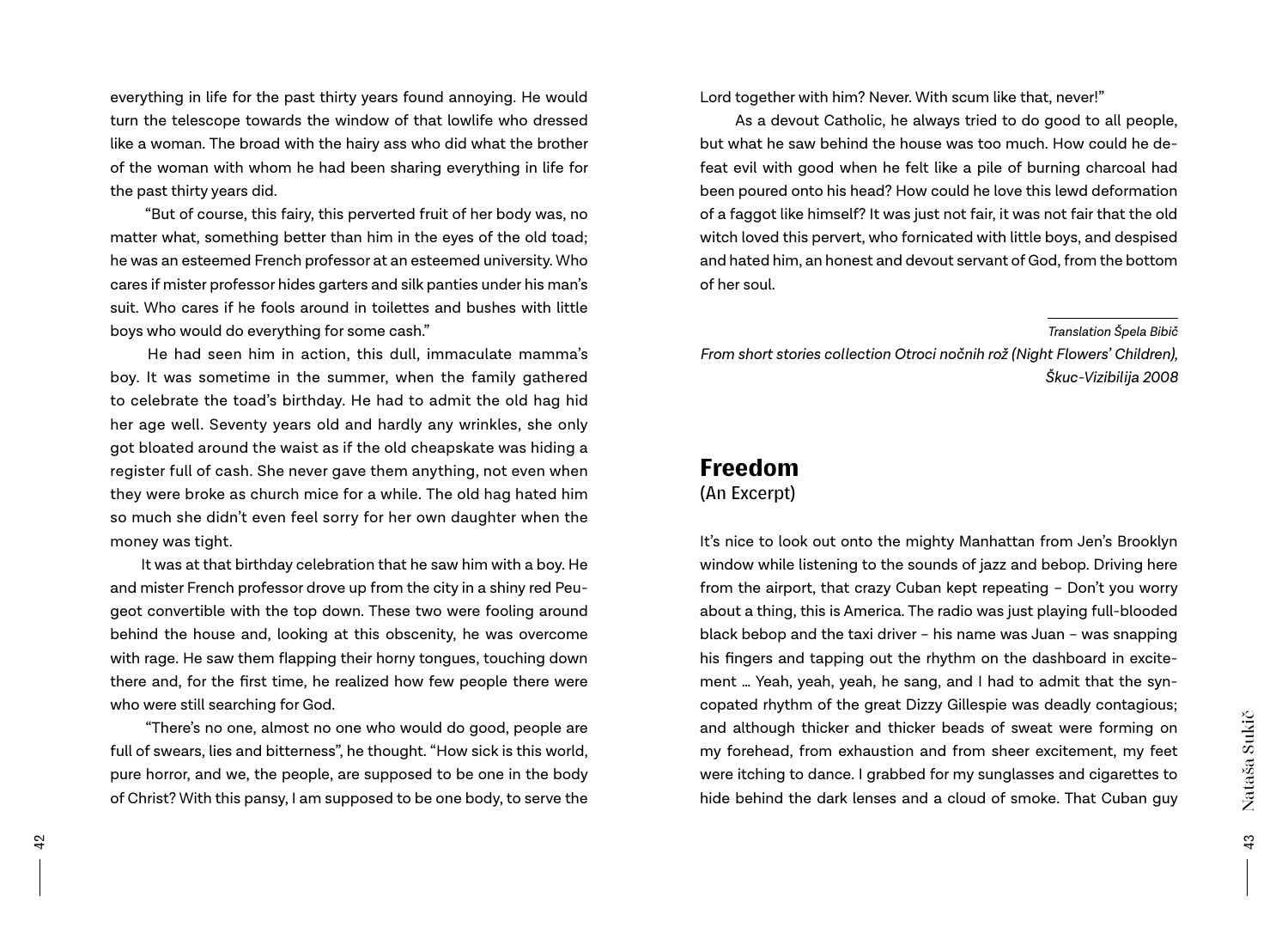everything in life for the past thirty years found annoying. He would turn the telescope towards the window of that lowlife who dressed like a woman. The broad with the hairy ass who did what the brother of the woman with whom he had been sharing everything in life for the past thirty years did.

"But of course, this fairy, this perverted fruit of her body was, no matter what, something better than him in the eyes of the old toad; he was an esteemed French professor at an esteemed university. Who cares if mister professor hides garters and silk panties under his man's suit. Who cares if he fools around in toilettes and bushes with little boys who would do everything for some cash."

He had seen him in action, this dull, immaculate mamma's boy. It was sometime in the summer, when the family gathered to celebrate the toad's birthday. He had to admit the old hag hid her age well. Seventy years old and hardly any wrinkles, she only got bloated around the waist as if the old cheapskate was hiding a register full of cash. She never gave them anything, not even when they were broke as church mice for a while. The old hag hated him so much she didn't even feel sorry for her own daughter when the money was tight.

It was at that birthday celebration that he saw him with a boy. He and mister French professor drove up from the city in a shiny red Peugeot convertible with the top down. These two were fooling around behind the house and, looking at this obscenity, he was overcome with rage. He saw them flapping their horny tongues, touching down there and, for the first time, he realized how few people there were who were still searching for God.

"There's no one, almost no one who would do good, people are full of swears, lies and bitterness", he thought. "How sick is this world, pure horror, and we, the people, are supposed to be one in the body of Christ? With this pansy, I am supposed to be one body, to serve the Lord together with him? Never. With scum like that, never!"

As a devout Catholic, he always tried to do good to all people, but what he saw behind the house was too much. How could he defeat evil with good when he felt like a pile of burning charcoal had been poured onto his head? How could he love this lewd deformation of a faggot like himself? It was just not fair, it was not fair that the old witch loved this pervert, who fornicated with little boys, and despised and hated him, an honest and devout servant of God, from the bottom of her soul.

*Translation Špela Bibič*

*From short stories collection Otroci nočnih rož (Night Flowers' Children), Škuc-Vizibilija 2008*

## Freedom
(An Excerpt)

It's nice to look out onto the mighty Manhattan from Jen's Brooklyn window while listening to the sounds of jazz and bebop. Driving here from the airport, that crazy Cuban kept repeating – Don't you worry about a thing, this is America. The radio was just playing full-blooded black bebop and the taxi driver – his name was Juan – was snapping his fingers and tapping out the rhythm on the dashboard in excitement … Yeah, yeah, yeah, he sang, and I had to admit that the syncopated rhythm of the great Dizzy Gillespie was deadly contagious; and although thicker and thicker beads of sweat were forming on my forehead, from exhaustion and from sheer excitement, my feet were itching to dance. I grabbed for my sunglasses and cigarettes to hide behind the dark lenses and a cloud of smoke. That Cuban guy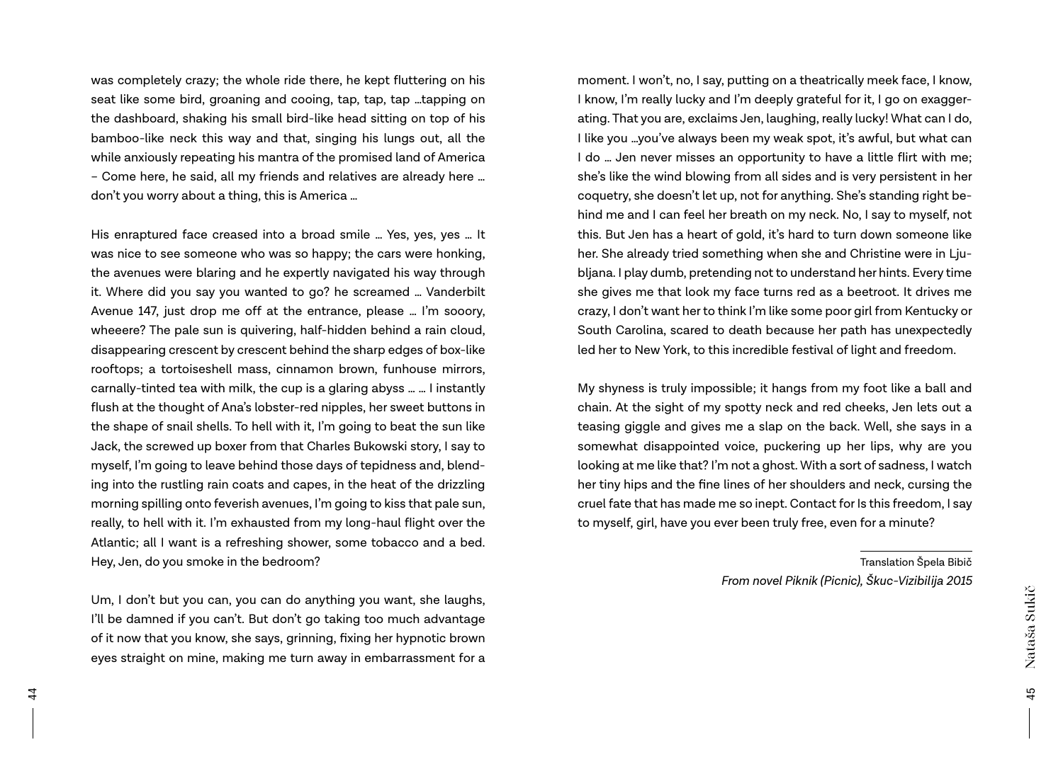was completely crazy; the whole ride there, he kept fluttering on his seat like some bird, groaning and cooing, tap, tap, tap …tapping on the dashboard, shaking his small bird-like head sitting on top of his bamboo-like neck this way and that, singing his lungs out, all the while anxiously repeating his mantra of the promised land of America – Come here, he said, all my friends and relatives are already here … don't you worry about a thing, this is America …

His enraptured face creased into a broad smile … Yes, yes, yes … It was nice to see someone who was so happy; the cars were honking, the avenues were blaring and he expertly navigated his way through it. Where did you say you wanted to go? he screamed … Vanderbilt Avenue 147, just drop me off at the entrance, please … I'm sooory, wheeere? The pale sun is quivering, half-hidden behind a rain cloud, disappearing crescent by crescent behind the sharp edges of box-like rooftops; a tortoiseshell mass, cinnamon brown, funhouse mirrors, carnally-tinted tea with milk, the cup is a glaring abyss … … I instantly flush at the thought of Ana's lobster-red nipples, her sweet buttons in the shape of snail shells. To hell with it, I'm going to beat the sun like Jack, the screwed up boxer from that Charles Bukowski story, I say to myself, I'm going to leave behind those days of tepidness and, blending into the rustling rain coats and capes, in the heat of the drizzling morning spilling onto feverish avenues, I'm going to kiss that pale sun, really, to hell with it. I'm exhausted from my long-haul flight over the Atlantic; all I want is a refreshing shower, some tobacco and a bed. Hey, Jen, do you smoke in the bedroom?

Um, I don't but you can, you can do anything you want, she laughs, I'll be damned if you can't. But don't go taking too much advantage of it now that you know, she says, grinning, fixing her hypnotic brown eyes straight on mine, making me turn away in embarrassment for a moment. I won't, no, I say, putting on a theatrically meek face, I know, I know, I'm really lucky and I'm deeply grateful for it, I go on exaggerating. That you are, exclaims Jen, laughing, really lucky! What can I do, I like you …you've always been my weak spot, it's awful, but what can I do … Jen never misses an opportunity to have a little flirt with me; she's like the wind blowing from all sides and is very persistent in her coquetry, she doesn't let up, not for anything. She's standing right behind me and I can feel her breath on my neck. No, I say to myself, not this. But Jen has a heart of gold, it's hard to turn down someone like her. She already tried something when she and Christine were in Ljubljana. I play dumb, pretending not to understand her hints. Every time she gives me that look my face turns red as a beetroot. It drives me crazy, I don't want her to think I'm like some poor girl from Kentucky or South Carolina, scared to death because her path has unexpectedly led her to New York, to this incredible festival of light and freedom.

My shyness is truly impossible; it hangs from my foot like a ball and chain. At the sight of my spotty neck and red cheeks, Jen lets out a teasing giggle and gives me a slap on the back. Well, she says in a somewhat disappointed voice, puckering up her lips, why are you looking at me like that? I'm not a ghost. With a sort of sadness, I watch her tiny hips and the fine lines of her shoulders and neck, cursing the cruel fate that has made me so inept. Contact for Is this freedom, I say to myself, girl, have you ever been truly free, even for a minute?

Translation Špela Bibič

*From novel Piknik (Picnic), Škuc-Vizibilija 2015*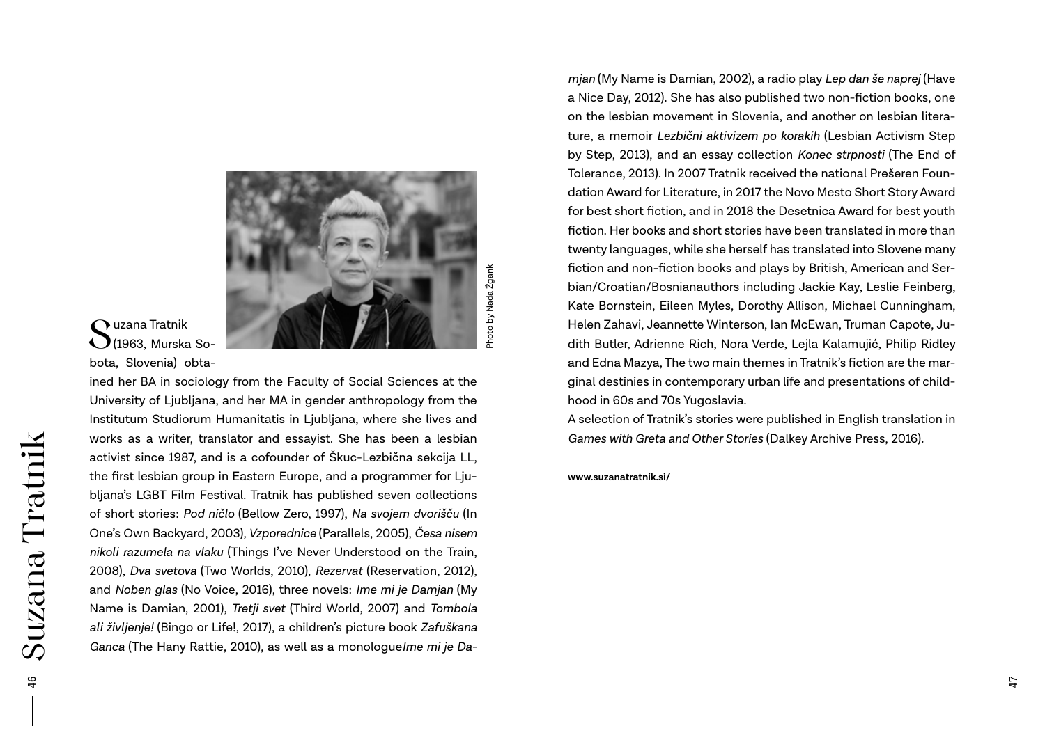# Suzana Tratnik

Photo by Nada Žgank

Suzana Tratnik (1963, Murska Sobota, Slovenia) obtained her BA in sociology from the Faculty of Social Sciences at the University of Ljubljana, and her MA in gender anthropology from the Institutum Studiorum Humanitatis in Ljubljana, where she lives and works as a writer, translator and essayist. She has been a lesbian activist since 1987, and is a cofounder of Škuc-Lezbična sekcija LL, the first lesbian group in Eastern Europe, and a programmer for Ljubljana's LGBT Film Festival. Tratnik has published seven collections of short stories: *Pod ničlo* (Bellow Zero, 1997), *Na svojem dvorišču* (In One's Own Backyard, 2003), *Vzporednice* (Parallels, 2005), *Česa nisem nikoli razumela na vlaku* (Things I've Never Understood on the Train, 2008), *Dva svetova* (Two Worlds, 2010), *Rezervat* (Reservation, 2012), and *Noben glas* (No Voice, 2016), three novels: *Ime mi je Damjan* (My Name is Damian, 2001), *Tretji svet* (Third World, 2007) and *Tombola ali življenje!* (Bingo or Life!, 2017), a children's picture book *Zafuškana Ganca* (The Hany Rattie, 2010), as well as a monologue*Ime mi je Damjan* (My Name is Damian, 2002), a radio play *Lep dan še naprej* (Have a Nice Day, 2012). She has also published two non-fiction books, one on the lesbian movement in Slovenia, and another on lesbian literature, a memoir *Lezbični aktivizem po korakih* (Lesbian Activism Step by Step, 2013), and an essay collection *Konec strpnosti* (The End of Tolerance, 2013). In 2007 Tratnik received the national Prešeren Foundation Award for Literature, in 2017 the Novo Mesto Short Story Award for best short fiction, and in 2018 the Desetnica Award for best youth fiction. Her books and short stories have been translated in more than twenty languages, while she herself has translated into Slovene many fiction and non-fiction books and plays by British, American and Serbian/Croatian/Bosnianauthors including Jackie Kay, Leslie Feinberg, Kate Bornstein, Eileen Myles, Dorothy Allison, Michael Cunningham, Helen Zahavi, Jeannette Winterson, Ian McEwan, Truman Capote, Judith Butler, Adrienne Rich, Nora Verde, Lejla Kalamujić, Philip Ridley and Edna Mazya, The two main themes in Tratnik's fiction are the marginal destinies in contemporary urban life and presentations of childhood in 60s and 70s Yugoslavia.

A selection of Tratnik's stories were published in English translation in *Games with Greta and Other Stories* (Dalkey Archive Press, 2016).

**www.suzanatratnik.si/**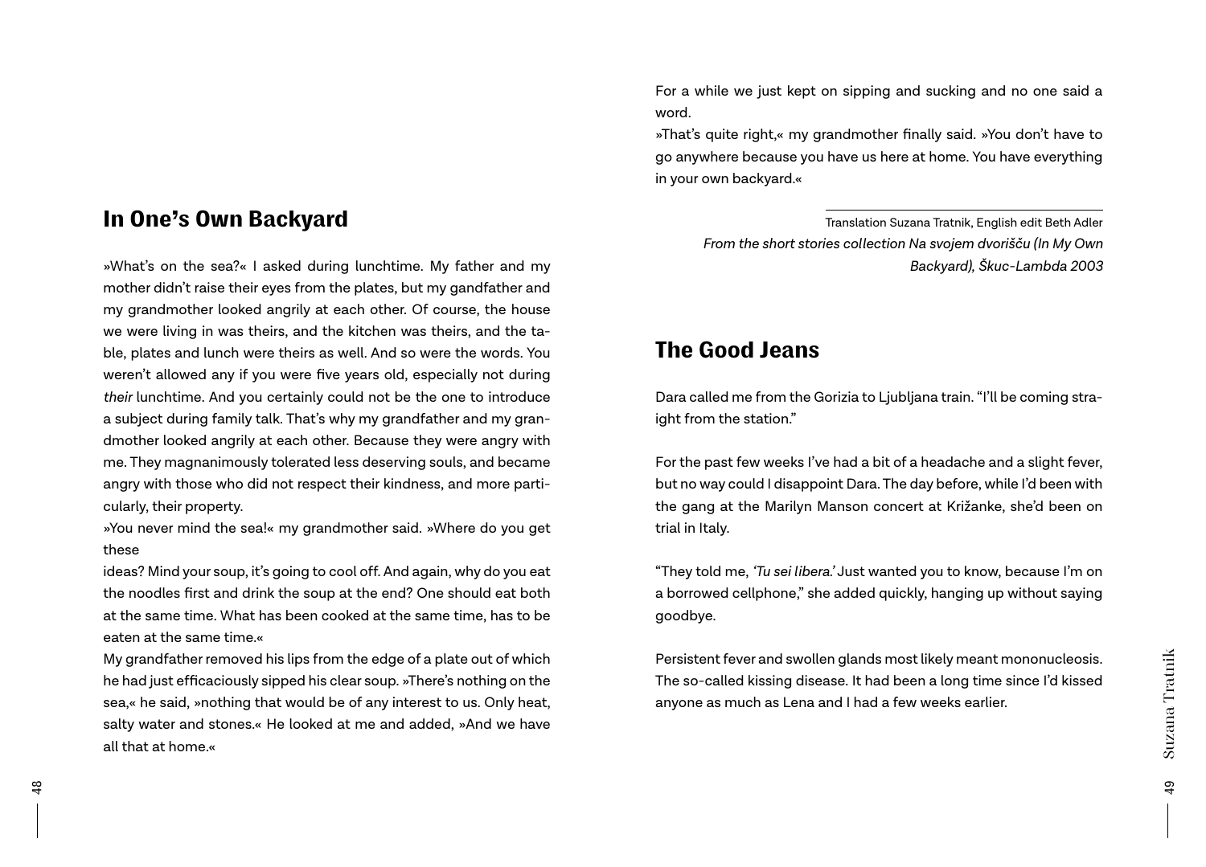## In One's Own Backyard

»What's on the sea?« I asked during lunchtime. My father and my mother didn't raise their eyes from the plates, but my gandfather and my grandmother looked angrily at each other. Of course, the house we were living in was theirs, and the kitchen was theirs, and the table, plates and lunch were theirs as well. And so were the words. You weren't allowed any if you were five years old, especially not during *their* lunchtime. And you certainly could not be the one to introduce a subject during family talk. That's why my grandfather and my grandmother looked angrily at each other. Because they were angry with me. They magnanimously tolerated less deserving souls, and became angry with those who did not respect their kindness, and more particularly, their property.

»You never mind the sea!« my grandmother said. »Where do you get these

ideas? Mind your soup, it's going to cool off. And again, why do you eat the noodles first and drink the soup at the end? One should eat both at the same time. What has been cooked at the same time, has to be eaten at the same time.«

My grandfather removed his lips from the edge of a plate out of which he had just efficaciously sipped his clear soup. »There's nothing on the sea,« he said, »nothing that would be of any interest to us. Only heat, salty water and stones.« He looked at me and added, »And we have all that at home.«

For a while we just kept on sipping and sucking and no one said a word.

»That's quite right,« my grandmother finally said. »You don't have to go anywhere because you have us here at home. You have everything in your own backyard.«

Translation Suzana Tratnik, English edit Beth Adler

*From the short stories collection Na svojem dvorišču (In My Own Backyard), Škuc-Lambda 2003*

## The Good Jeans

Dara called me from the Gorizia to Ljubljana train. "I'll be coming straight from the station."

For the past few weeks I've had a bit of a headache and a slight fever, but no way could I disappoint Dara. The day before, while I'd been with the gang at the Marilyn Manson concert at Križanke, she'd been on trial in Italy.

"They told me, *'Tu sei libera.'* Just wanted you to know, because I'm on a borrowed cellphone," she added quickly, hanging up without saying goodbye.

Persistent fever and swollen glands most likely meant mononucleosis. The so-called kissing disease. It had been a long time since I'd kissed anyone as much as Lena and I had a few weeks earlier.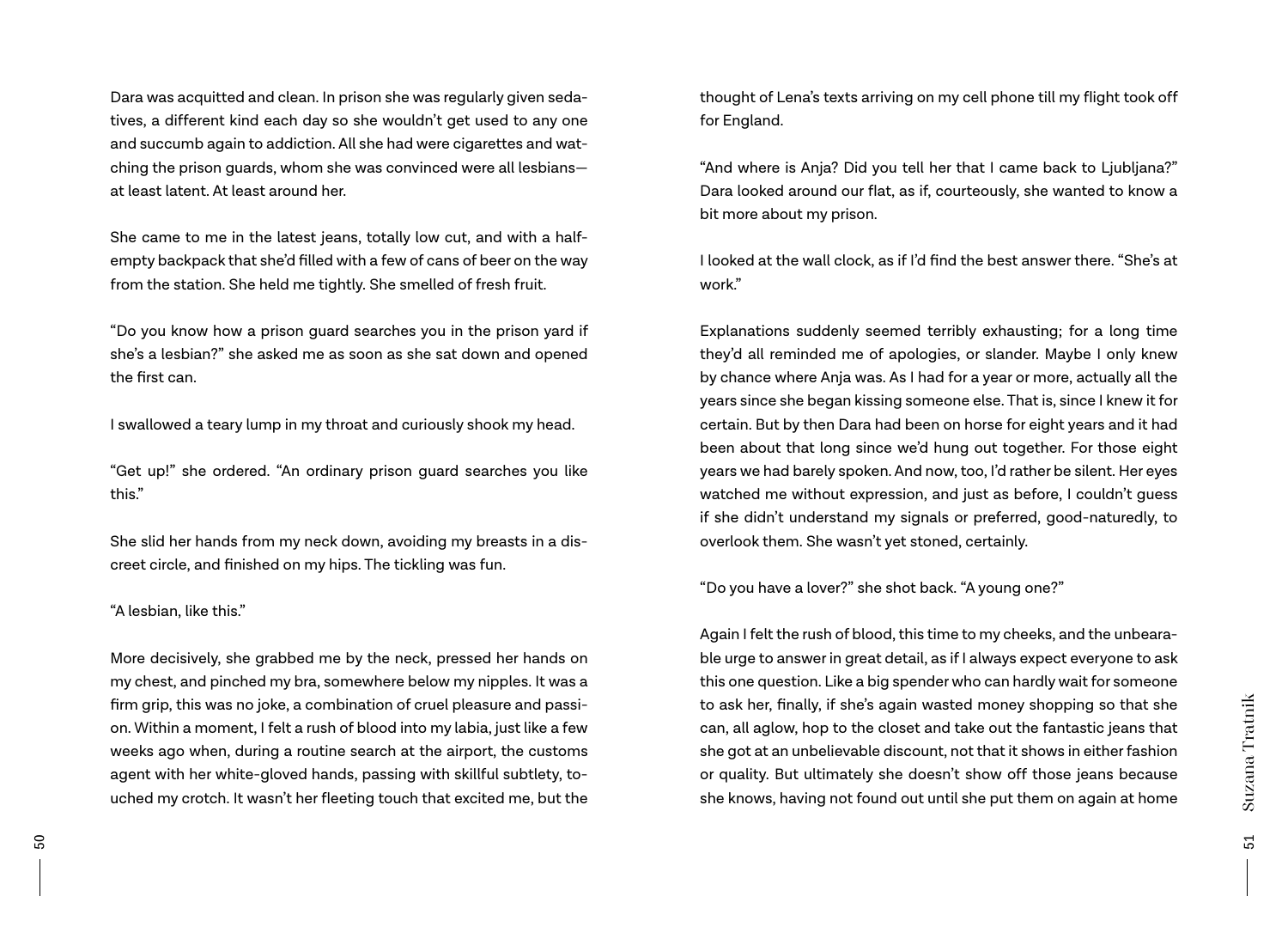Dara was acquitted and clean. In prison she was regularly given sedatives, a different kind each day so she wouldn't get used to any one and succumb again to addiction. All she had were cigarettes and watching the prison guards, whom she was convinced were all lesbians—at least latent. At least around her.

She came to me in the latest jeans, totally low cut, and with a half-empty backpack that she'd filled with a few of cans of beer on the way from the station. She held me tightly. She smelled of fresh fruit.

"Do you know how a prison guard searches you in the prison yard if she's a lesbian?" she asked me as soon as she sat down and opened the first can.

I swallowed a teary lump in my throat and curiously shook my head.

"Get up!" she ordered. "An ordinary prison guard searches you like this."

She slid her hands from my neck down, avoiding my breasts in a discreet circle, and finished on my hips. The tickling was fun.

"A lesbian, like this."

More decisively, she grabbed me by the neck, pressed her hands on my chest, and pinched my bra, somewhere below my nipples. It was a firm grip, this was no joke, a combination of cruel pleasure and passion. Within a moment, I felt a rush of blood into my labia, just like a few weeks ago when, during a routine search at the airport, the customs agent with her white-gloved hands, passing with skillful subtlety, touched my crotch. It wasn't her fleeting touch that excited me, but the thought of Lena's texts arriving on my cell phone till my flight took off for England.

"And where is Anja? Did you tell her that I came back to Ljubljana?" Dara looked around our flat, as if, courteously, she wanted to know a bit more about my prison.

I looked at the wall clock, as if I'd find the best answer there. "She's at work."

Explanations suddenly seemed terribly exhausting; for a long time they'd all reminded me of apologies, or slander. Maybe I only knew by chance where Anja was. As I had for a year or more, actually all the years since she began kissing someone else. That is, since I knew it for certain. But by then Dara had been on horse for eight years and it had been about that long since we'd hung out together. For those eight years we had barely spoken. And now, too, I'd rather be silent. Her eyes watched me without expression, and just as before, I couldn't guess if she didn't understand my signals or preferred, good-naturedly, to overlook them. She wasn't yet stoned, certainly.

"Do you have a lover?" she shot back. "A young one?"

Again I felt the rush of blood, this time to my cheeks, and the unbearable urge to answer in great detail, as if I always expect everyone to ask this one question. Like a big spender who can hardly wait for someone to ask her, finally, if she's again wasted money shopping so that she can, all aglow, hop to the closet and take out the fantastic jeans that she got at an unbelievable discount, not that it shows in either fashion or quality. But ultimately she doesn't show off those jeans because she knows, having not found out until she put them on again at home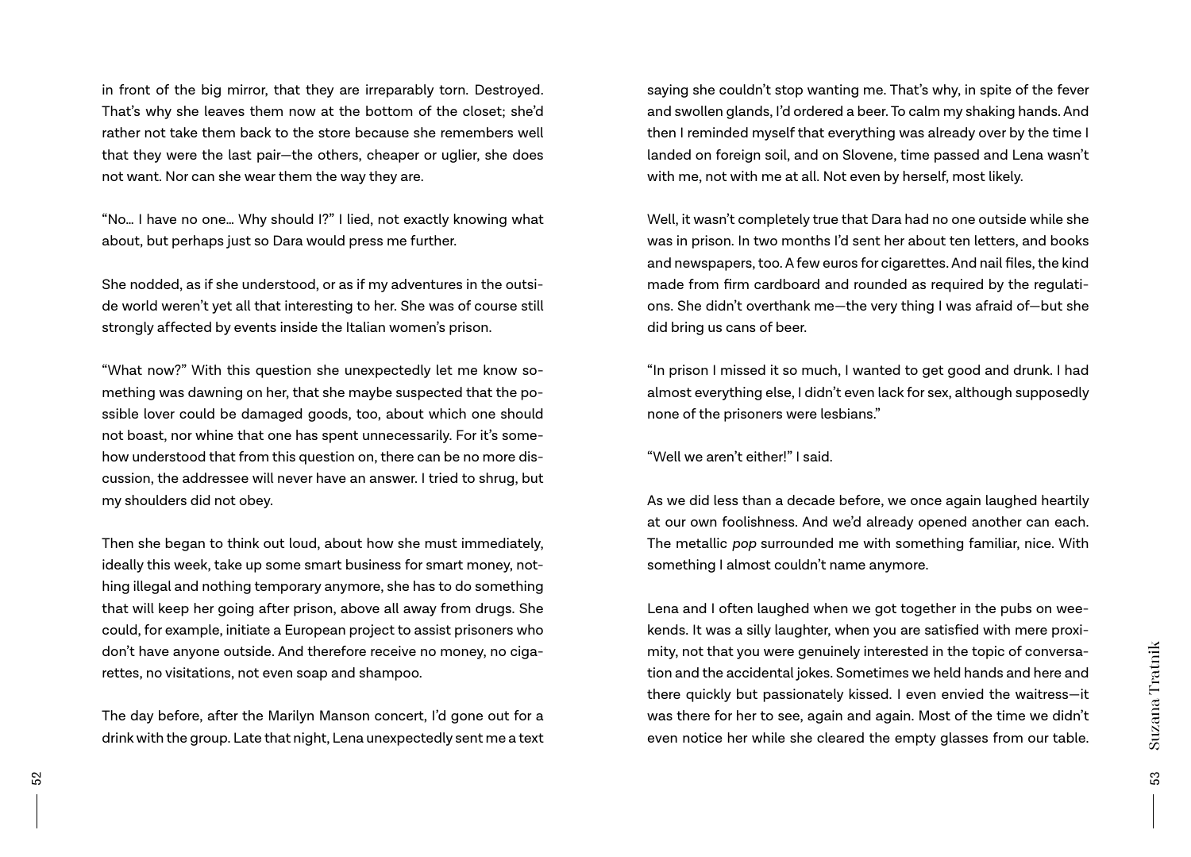in front of the big mirror, that they are irreparably torn. Destroyed. That's why she leaves them now at the bottom of the closet; she'd rather not take them back to the store because she remembers well that they were the last pair—the others, cheaper or uglier, she does not want. Nor can she wear them the way they are.

"No… I have no one… Why should I?" I lied, not exactly knowing what about, but perhaps just so Dara would press me further.

She nodded, as if she understood, or as if my adventures in the outside world weren't yet all that interesting to her. She was of course still strongly affected by events inside the Italian women's prison.

"What now?" With this question she unexpectedly let me know something was dawning on her, that she maybe suspected that the possible lover could be damaged goods, too, about which one should not boast, nor whine that one has spent unnecessarily. For it's somehow understood that from this question on, there can be no more discussion, the addressee will never have an answer. I tried to shrug, but my shoulders did not obey.

Then she began to think out loud, about how she must immediately, ideally this week, take up some smart business for smart money, nothing illegal and nothing temporary anymore, she has to do something that will keep her going after prison, above all away from drugs. She could, for example, initiate a European project to assist prisoners who don't have anyone outside. And therefore receive no money, no cigarettes, no visitations, not even soap and shampoo.

The day before, after the Marilyn Manson concert, I'd gone out for a drink with the group. Late that night, Lena unexpectedly sent me a text saying she couldn't stop wanting me. That's why, in spite of the fever and swollen glands, I'd ordered a beer. To calm my shaking hands. And then I reminded myself that everything was already over by the time I landed on foreign soil, and on Slovene, time passed and Lena wasn't with me, not with me at all. Not even by herself, most likely.

Well, it wasn't completely true that Dara had no one outside while she was in prison. In two months I'd sent her about ten letters, and books and newspapers, too. A few euros for cigarettes. And nail files, the kind made from firm cardboard and rounded as required by the regulations. She didn't overthank me—the very thing I was afraid of—but she did bring us cans of beer.

"In prison I missed it so much, I wanted to get good and drunk. I had almost everything else, I didn't even lack for sex, although supposedly none of the prisoners were lesbians."

"Well we aren't either!" I said.

As we did less than a decade before, we once again laughed heartily at our own foolishness. And we'd already opened another can each. The metallic *pop* surrounded me with something familiar, nice. With something I almost couldn't name anymore.

Lena and I often laughed when we got together in the pubs on weekends. It was a silly laughter, when you are satisfied with mere proximity, not that you were genuinely interested in the topic of conversation and the accidental jokes. Sometimes we held hands and here and there quickly but passionately kissed. I even envied the waitress—it was there for her to see, again and again. Most of the time we didn't even notice her while she cleared the empty glasses from our table.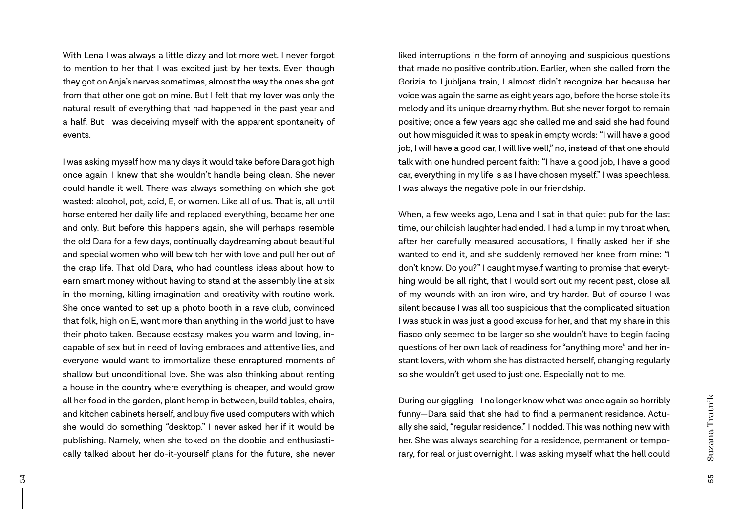With Lena I was always a little dizzy and lot more wet. I never forgot to mention to her that I was excited just by her texts. Even though they got on Anja's nerves sometimes, almost the way the ones she got from that other one got on mine. But I felt that my lover was only the natural result of everything that had happened in the past year and a half. But I was deceiving myself with the apparent spontaneity of events.

I was asking myself how many days it would take before Dara got high once again. I knew that she wouldn't handle being clean. She never could handle it well. There was always something on which she got wasted: alcohol, pot, acid, E, or women. Like all of us. That is, all until horse entered her daily life and replaced everything, became her one and only. But before this happens again, she will perhaps resemble the old Dara for a few days, continually daydreaming about beautiful and special women who will bewitch her with love and pull her out of the crap life. That old Dara, who had countless ideas about how to earn smart money without having to stand at the assembly line at six in the morning, killing imagination and creativity with routine work. She once wanted to set up a photo booth in a rave club, convinced that folk, high on E, want more than anything in the world just to have their photo taken. Because ecstasy makes you warm and loving, incapable of sex but in need of loving embraces and attentive lies, and everyone would want to immortalize these enraptured moments of shallow but unconditional love. She was also thinking about renting a house in the country where everything is cheaper, and would grow all her food in the garden, plant hemp in between, build tables, chairs, and kitchen cabinets herself, and buy five used computers with which she would do something "desktop." I never asked her if it would be publishing. Namely, when she toked on the doobie and enthusiastically talked about her do-it-yourself plans for the future, she never liked interruptions in the form of annoying and suspicious questions that made no positive contribution. Earlier, when she called from the Gorizia to Ljubljana train, I almost didn't recognize her because her voice was again the same as eight years ago, before the horse stole its melody and its unique dreamy rhythm. But she never forgot to remain positive; once a few years ago she called me and said she had found out how misguided it was to speak in empty words: "I will have a good job, I will have a good car, I will live well," no, instead of that one should talk with one hundred percent faith: "I have a good job, I have a good car, everything in my life is as I have chosen myself." I was speechless. I was always the negative pole in our friendship.

When, a few weeks ago, Lena and I sat in that quiet pub for the last time, our childish laughter had ended. I had a lump in my throat when, after her carefully measured accusations, I finally asked her if she wanted to end it, and she suddenly removed her knee from mine: "I don't know. Do you?" I caught myself wanting to promise that everything would be all right, that I would sort out my recent past, close all of my wounds with an iron wire, and try harder. But of course I was silent because I was all too suspicious that the complicated situation I was stuck in was just a good excuse for her, and that my share in this fiasco only seemed to be larger so she wouldn't have to begin facing questions of her own lack of readiness for "anything more" and her instant lovers, with whom she has distracted herself, changing regularly so she wouldn't get used to just one. Especially not to me.

During our giggling—I no longer know what was once again so horribly funny—Dara said that she had to find a permanent residence. Actually she said, "regular residence." I nodded. This was nothing new with her. She was always searching for a residence, permanent or temporary, for real or just overnight. I was asking myself what the hell could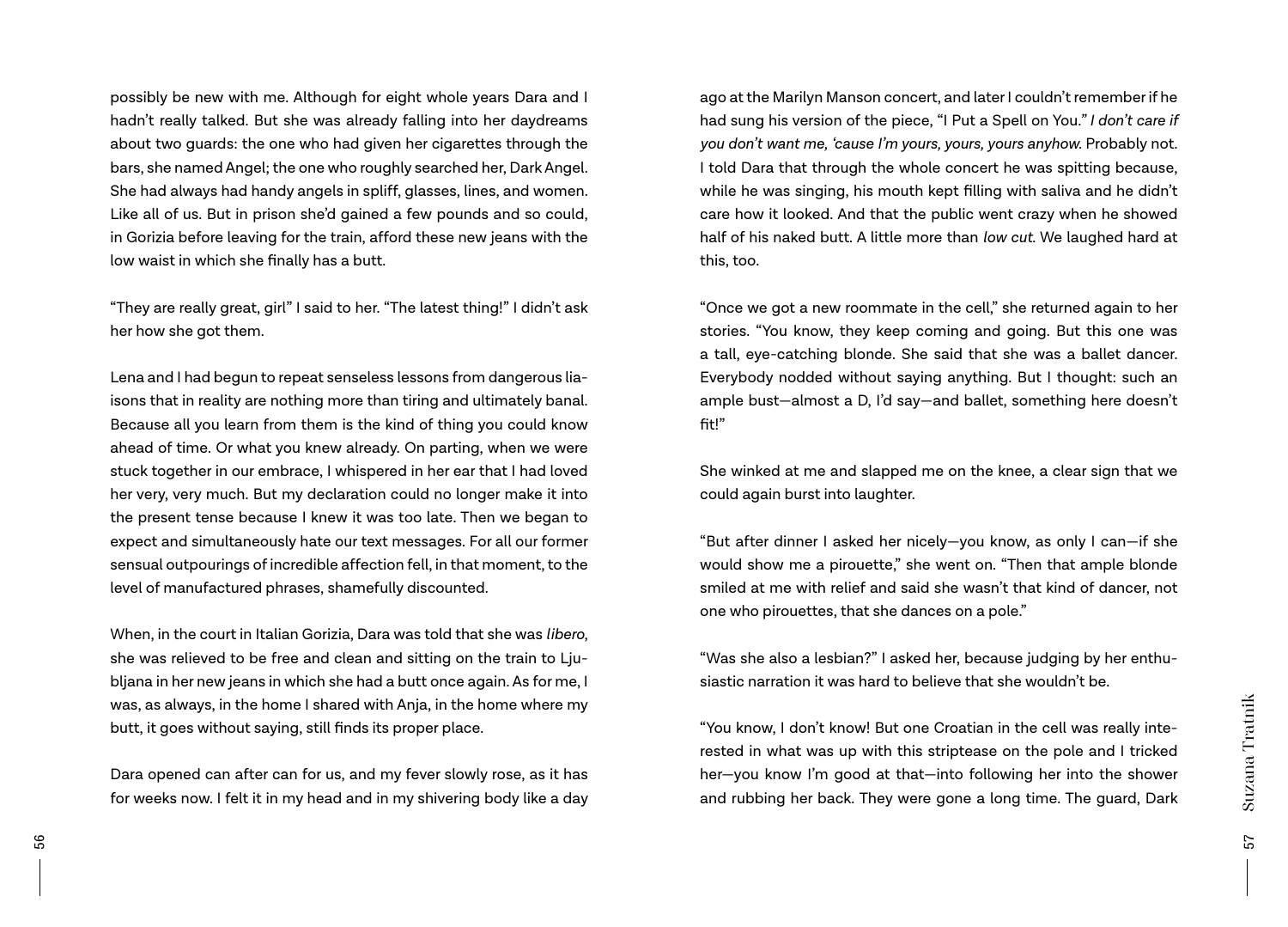possibly be new with me. Although for eight whole years Dara and I hadn't really talked. But she was already falling into her daydreams about two guards: the one who had given her cigarettes through the bars, she named Angel; the one who roughly searched her, Dark Angel. She had always had handy angels in spliff, glasses, lines, and women. Like all of us. But in prison she'd gained a few pounds and so could, in Gorizia before leaving for the train, afford these new jeans with the low waist in which she finally has a butt.

"They are really great, girl" I said to her. "The latest thing!" I didn't ask her how she got them.

Lena and I had begun to repeat senseless lessons from dangerous liaisons that in reality are nothing more than tiring and ultimately banal. Because all you learn from them is the kind of thing you could know ahead of time. Or what you knew already. On parting, when we were stuck together in our embrace, I whispered in her ear that I had loved her very, very much. But my declaration could no longer make it into the present tense because I knew it was too late. Then we began to expect and simultaneously hate our text messages. For all our former sensual outpourings of incredible affection fell, in that moment, to the level of manufactured phrases, shamefully discounted.

When, in the court in Italian Gorizia, Dara was told that she was *libero*, she was relieved to be free and clean and sitting on the train to Ljubljana in her new jeans in which she had a butt once again. As for me, I was, as always, in the home I shared with Anja, in the home where my butt, it goes without saying, still finds its proper place.

Dara opened can after can for us, and my fever slowly rose, as it has for weeks now. I felt it in my head and in my shivering body like a day ago at the Marilyn Manson concert, and later I couldn't remember if he had sung his version of the piece, "I Put a Spell on You." *I don't care if you don't want me, 'cause I'm yours, yours, yours anyhow.* Probably not. I told Dara that through the whole concert he was spitting because, while he was singing, his mouth kept filling with saliva and he didn't care how it looked. And that the public went crazy when he showed half of his naked butt. A little more than *low cut.* We laughed hard at this, too.

"Once we got a new roommate in the cell," she returned again to her stories. "You know, they keep coming and going. But this one was a tall, eye-catching blonde. She said that she was a ballet dancer. Everybody nodded without saying anything. But I thought: such an ample bust—almost a D, I'd say—and ballet, something here doesn't fit!"

She winked at me and slapped me on the knee, a clear sign that we could again burst into laughter.

"But after dinner I asked her nicely—you know, as only I can—if she would show me a pirouette," she went on. "Then that ample blonde smiled at me with relief and said she wasn't that kind of dancer, not one who pirouettes, that she dances on a pole."

"Was she also a lesbian?" I asked her, because judging by her enthusiastic narration it was hard to believe that she wouldn't be.

"You know, I don't know! But one Croatian in the cell was really interested in what was up with this striptease on the pole and I tricked her—you know I'm good at that—into following her into the shower and rubbing her back. They were gone a long time. The guard, Dark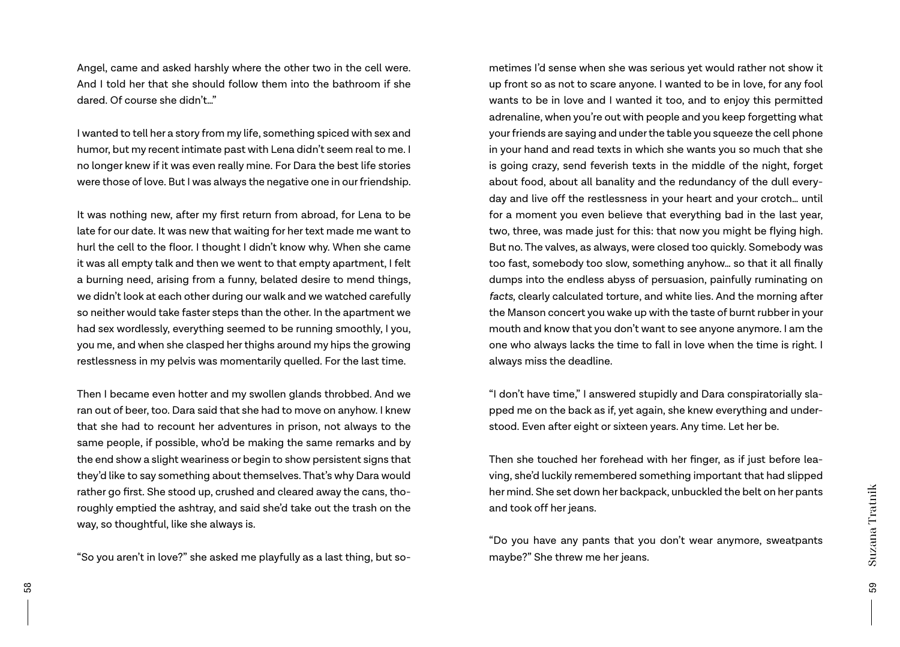Angel, came and asked harshly where the other two in the cell were. And I told her that she should follow them into the bathroom if she dared. Of course she didn't…"

I wanted to tell her a story from my life, something spiced with sex and humor, but my recent intimate past with Lena didn't seem real to me. I no longer knew if it was even really mine. For Dara the best life stories were those of love. But I was always the negative one in our friendship.

It was nothing new, after my first return from abroad, for Lena to be late for our date. It was new that waiting for her text made me want to hurl the cell to the floor. I thought I didn't know why. When she came it was all empty talk and then we went to that empty apartment, I felt a burning need, arising from a funny, belated desire to mend things, we didn't look at each other during our walk and we watched carefully so neither would take faster steps than the other. In the apartment we had sex wordlessly, everything seemed to be running smoothly, I you, you me, and when she clasped her thighs around my hips the growing restlessness in my pelvis was momentarily quelled. For the last time.

Then I became even hotter and my swollen glands throbbed. And we ran out of beer, too. Dara said that she had to move on anyhow. I knew that she had to recount her adventures in prison, not always to the same people, if possible, who'd be making the same remarks and by the end show a slight weariness or begin to show persistent signs that they'd like to say something about themselves. That's why Dara would rather go first. She stood up, crushed and cleared away the cans, thoroughly emptied the ashtray, and said she'd take out the trash on the way, so thoughtful, like she always is.

"So you aren't in love?" she asked me playfully as a last thing, but sometimes I'd sense when she was serious yet would rather not show it up front so as not to scare anyone. I wanted to be in love, for any fool wants to be in love and I wanted it too, and to enjoy this permitted adrenaline, when you're out with people and you keep forgetting what your friends are saying and under the table you squeeze the cell phone in your hand and read texts in which she wants you so much that she is going crazy, send feverish texts in the middle of the night, forget about food, about all banality and the redundancy of the dull everyday and live off the restlessness in your heart and your crotch… until for a moment you even believe that everything bad in the last year, two, three, was made just for this: that now you might be flying high. But no. The valves, as always, were closed too quickly. Somebody was too fast, somebody too slow, something anyhow… so that it all finally dumps into the endless abyss of persuasion, painfully ruminating on *facts*, clearly calculated torture, and white lies. And the morning after the Manson concert you wake up with the taste of burnt rubber in your mouth and know that you don't want to see anyone anymore. I am the one who always lacks the time to fall in love when the time is right. I always miss the deadline.

"I don't have time," I answered stupidly and Dara conspiratorially slapped me on the back as if, yet again, she knew everything and understood. Even after eight or sixteen years. Any time. Let her be.

Then she touched her forehead with her finger, as if just before leaving, she'd luckily remembered something important that had slipped her mind. She set down her backpack, unbuckled the belt on her pants and took off her jeans.

"Do you have any pants that you don't wear anymore, sweatpants maybe?" She threw me her jeans.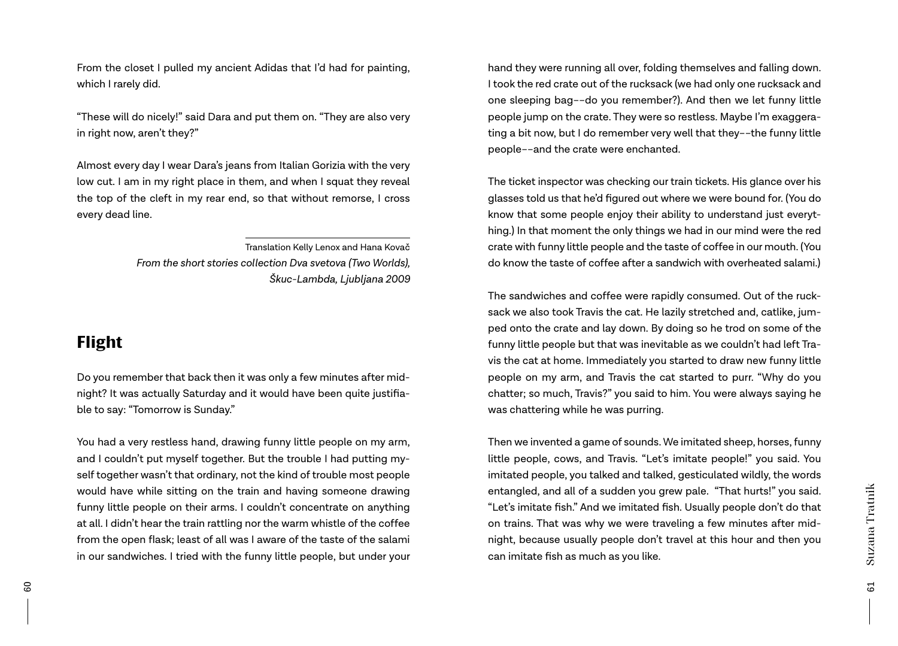From the closet I pulled my ancient Adidas that I'd had for painting, which I rarely did.

"These will do nicely!" said Dara and put them on. "They are also very in right now, aren't they?"

Almost every day I wear Dara's jeans from Italian Gorizia with the very low cut. I am in my right place in them, and when I squat they reveal the top of the cleft in my rear end, so that without remorse, I cross every dead line.

Translation Kelly Lenox and Hana Kovač

*From the short stories collection Dva svetova (Two Worlds), Škuc-Lambda, Ljubljana 2009*

## Flight

Do you remember that back then it was only a few minutes after midnight? It was actually Saturday and it would have been quite justifiable to say: "Tomorrow is Sunday."

You had a very restless hand, drawing funny little people on my arm, and I couldn't put myself together. But the trouble I had putting myself together wasn't that ordinary, not the kind of trouble most people would have while sitting on the train and having someone drawing funny little people on their arms. I couldn't concentrate on anything at all. I didn't hear the train rattling nor the warm whistle of the coffee from the open flask; least of all was I aware of the taste of the salami in our sandwiches. I tried with the funny little people, but under your hand they were running all over, folding themselves and falling down. I took the red crate out of the rucksack (we had only one rucksack and one sleeping bag––do you remember?). And then we let funny little people jump on the crate. They were so restless. Maybe I'm exaggerating a bit now, but I do remember very well that they––the funny little people––and the crate were enchanted.

The ticket inspector was checking our train tickets. His glance over his glasses told us that he'd figured out where we were bound for. (You do know that some people enjoy their ability to understand just everything.) In that moment the only things we had in our mind were the red crate with funny little people and the taste of coffee in our mouth. (You do know the taste of coffee after a sandwich with overheated salami.)

The sandwiches and coffee were rapidly consumed. Out of the rucksack we also took Travis the cat. He lazily stretched and, catlike, jumped onto the crate and lay down. By doing so he trod on some of the funny little people but that was inevitable as we couldn't had left Travis the cat at home. Immediately you started to draw new funny little people on my arm, and Travis the cat started to purr. "Why do you chatter; so much, Travis?" you said to him. You were always saying he was chattering while he was purring.

Then we invented a game of sounds. We imitated sheep, horses, funny little people, cows, and Travis. "Let's imitate people!" you said. You imitated people, you talked and talked, gesticulated wildly, the words entangled, and all of a sudden you grew pale. "That hurts!" you said. "Let's imitate fish." And we imitated fish. Usually people don't do that on trains. That was why we were traveling a few minutes after midnight, because usually people don't travel at this hour and then you can imitate fish as much as you like.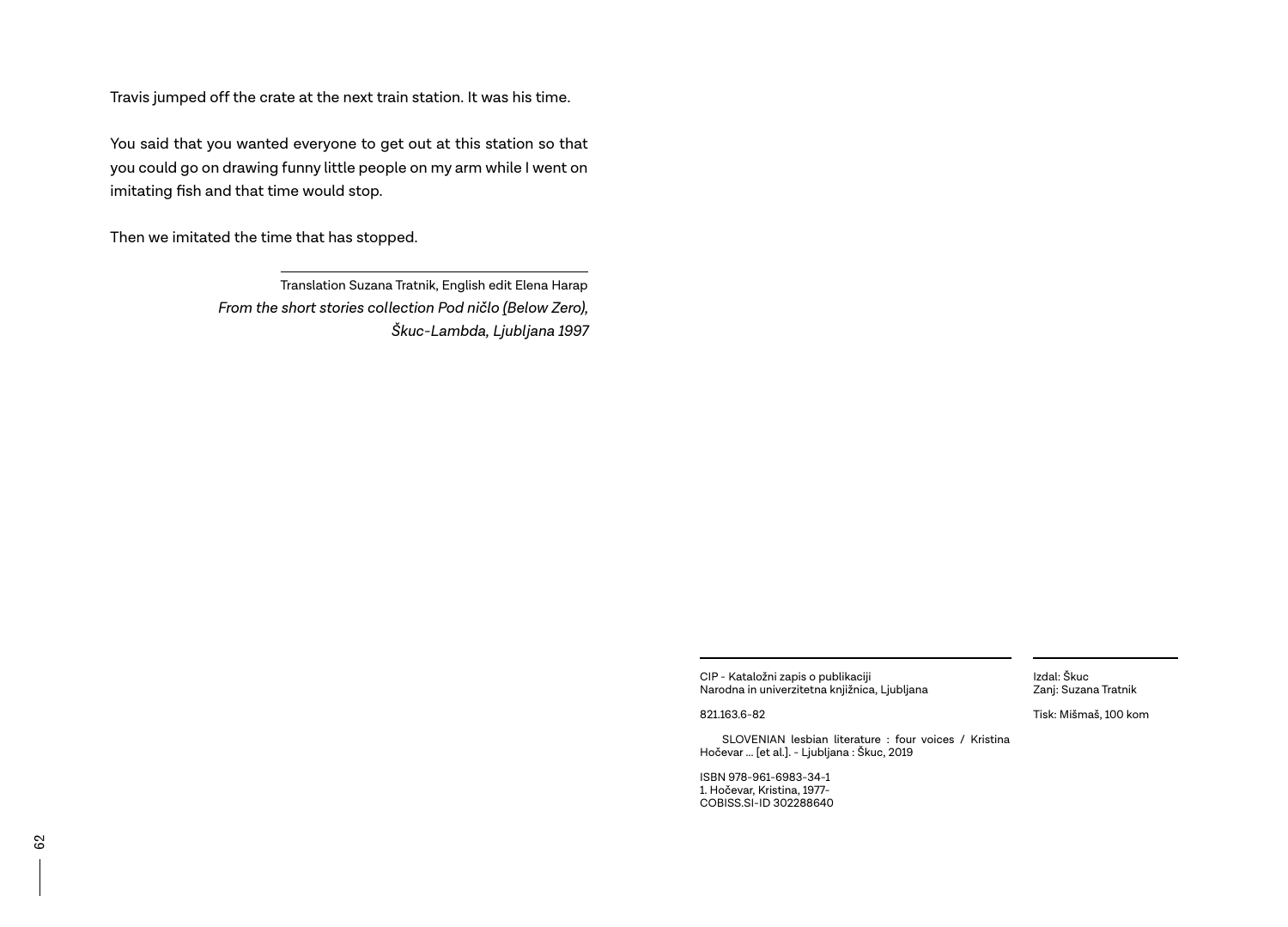Travis jumped off the crate at the next train station. It was his time.

You said that you wanted everyone to get out at this station so that you could go on drawing funny little people on my arm while I went on imitating fish and that time would stop.

Then we imitated the time that has stopped.

---

Translation Suzana Tratnik, English edit Elena Harap
*From the short stories collection Pod ničlo (Below Zero), Škuc-Lambda, Ljubljana 1997*

---

CIP - Kataložni zapis o publikaciji
Narodna in univerzitetna knjižnica, Ljubljana

821.163.6-82

SLOVENIAN lesbian literature : four voices / Kristina Hočevar ... [et al.]. - Ljubljana : Škuc, 2019

ISBN 978-961-6983-34-1
1. Hočevar, Kristina, 1977-
COBISS.SI-ID 302288640

---

Izdal: Škuc
Zanj: Suzana Tratnik

Tisk: Mišmaš, 100 kom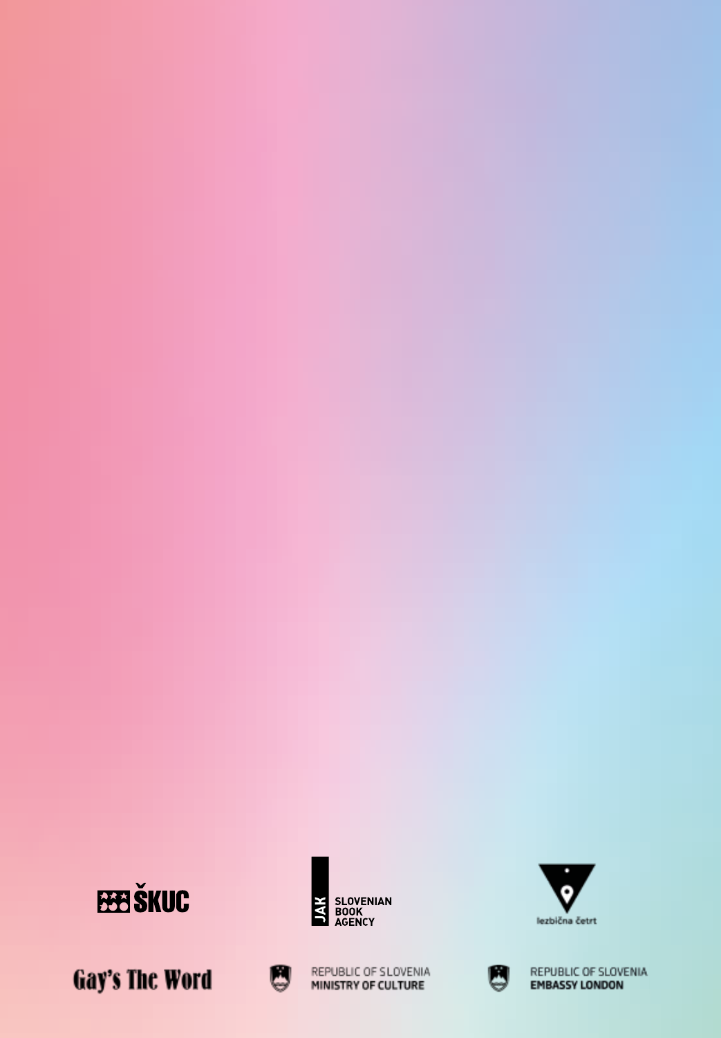ŠKUC

JAK SLOVENIAN BOOK AGENCY

lezbična četrt

Gay's The Word

REPUBLIC OF SLOVENIA
**MINISTRY OF CULTURE**

REPUBLIC OF SLOVENIA
**EMBASSY LONDON**